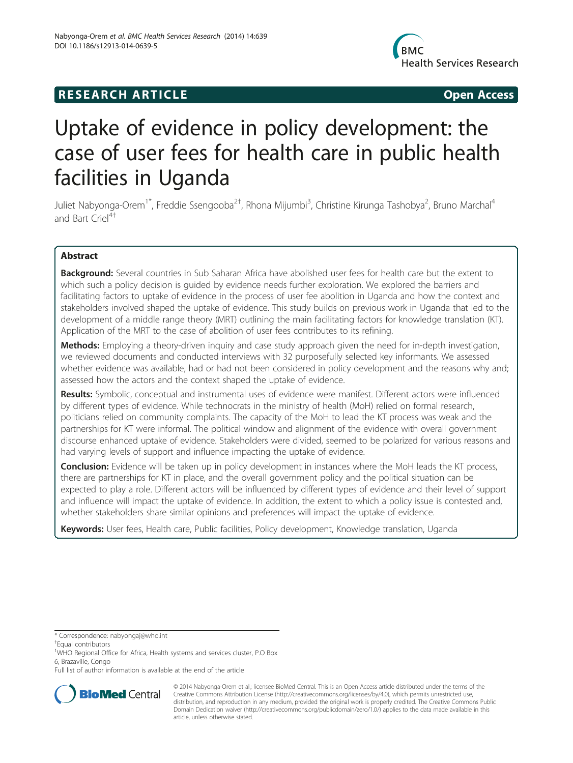**RESEARCH ARTICLE** **Open Access**

# Uptake of evidence in policy development: the case of user fees for health care in public health facilities in Uganda

Juliet Nabyonga-Orem[1*], Freddie Ssengooba[2†], Rhona Mijumbi[3], Christine Kirunga Tashobya[2], Bruno Marchal[4] and Bart Criel[4†]

## Abstract

**Background:** Several countries in Sub Saharan Africa have abolished user fees for health care but the extent to which such a policy decision is guided by evidence needs further exploration. We explored the barriers and facilitating factors to uptake of evidence in the process of user fee abolition in Uganda and how the context and stakeholders involved shaped the uptake of evidence. This study builds on previous work in Uganda that led to the development of a middle range theory (MRT) outlining the main facilitating factors for knowledge translation (KT). Application of the MRT to the case of abolition of user fees contributes to its refining.

**Methods:** Employing a theory-driven inquiry and case study approach given the need for in-depth investigation, we reviewed documents and conducted interviews with 32 purposefully selected key informants. We assessed whether evidence was available, had or had not been considered in policy development and the reasons why and; assessed how the actors and the context shaped the uptake of evidence.

**Results:** Symbolic, conceptual and instrumental uses of evidence were manifest. Different actors were influenced by different types of evidence. While technocrats in the ministry of health (MoH) relied on formal research, politicians relied on community complaints. The capacity of the MoH to lead the KT process was weak and the partnerships for KT were informal. The political window and alignment of the evidence with overall government discourse enhanced uptake of evidence. Stakeholders were divided, seemed to be polarized for various reasons and had varying levels of support and influence impacting the uptake of evidence.

**Conclusion:** Evidence will be taken up in policy development in instances where the MoH leads the KT process, there are partnerships for KT in place, and the overall government policy and the political situation can be expected to play a role. Different actors will be influenced by different types of evidence and their level of support and influence will impact the uptake of evidence. In addition, the extent to which a policy issue is contested and, whether stakeholders share similar opinions and preferences will impact the uptake of evidence.

**Keywords:** User fees, Health care, Public facilities, Policy development, Knowledge translation, Uganda

\* Correspondence: nabyongaj@who.int
†Equal contributors
[1]WHO Regional Office for Africa, Health systems and services cluster, P.O Box 6, Brazzaville, Congo
Full list of author information is available at the end of the article

© 2014 Nabyonga-Orem et al.; licensee BioMed Central. This is an Open Access article distributed under the terms of the Creative Commons Attribution License (http://creativecommons.org/licenses/by/4.0), which permits unrestricted use, distribution, and reproduction in any medium, provided the original work is properly credited. The Creative Commons Public Domain Dedication waiver (http://creativecommons.org/publicdomain/zero/1.0/) applies to the data made available in this article, unless otherwise stated.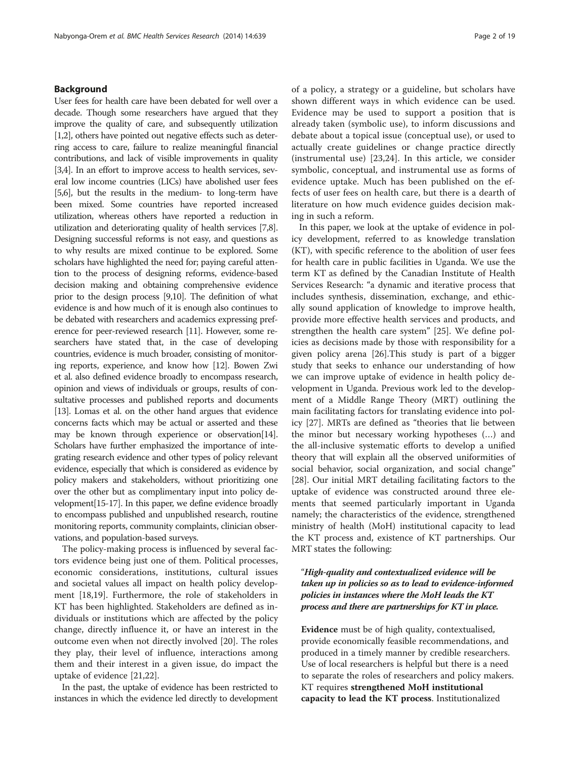## Background

User fees for health care have been debated for well over a decade. Though some researchers have argued that they improve the quality of care, and subsequently utilization [1,2], others have pointed out negative effects such as deterring access to care, failure to realize meaningful financial contributions, and lack of visible improvements in quality [3,4]. In an effort to improve access to health services, several low income countries (LICs) have abolished user fees [5,6], but the results in the medium- to long-term have been mixed. Some countries have reported increased utilization, whereas others have reported a reduction in utilization and deteriorating quality of health services [7,8]. Designing successful reforms is not easy, and questions as to why results are mixed continue to be explored. Some scholars have highlighted the need for; paying careful attention to the process of designing reforms, evidence-based decision making and obtaining comprehensive evidence prior to the design process [9,10]. The definition of what evidence is and how much of it is enough also continues to be debated with researchers and academics expressing preference for peer-reviewed research [11]. However, some researchers have stated that, in the case of developing countries, evidence is much broader, consisting of monitoring reports, experience, and know how [12]. Bowen Zwi et al. also defined evidence broadly to encompass research, opinion and views of individuals or groups, results of consultative processes and published reports and documents [13]. Lomas et al. on the other hand argues that evidence concerns facts which may be actual or asserted and these may be known through experience or observation[14]. Scholars have further emphasized the importance of integrating research evidence and other types of policy relevant evidence, especially that which is considered as evidence by policy makers and stakeholders, without prioritizing one over the other but as complimentary input into policy development[15-17]. In this paper, we define evidence broadly to encompass published and unpublished research, routine monitoring reports, community complaints, clinician observations, and population-based surveys.

The policy-making process is influenced by several factors evidence being just one of them. Political processes, economic considerations, institutions, cultural issues and societal values all impact on health policy development [18,19]. Furthermore, the role of stakeholders in KT has been highlighted. Stakeholders are defined as individuals or institutions which are affected by the policy change, directly influence it, or have an interest in the outcome even when not directly involved [20]. The roles they play, their level of influence, interactions among them and their interest in a given issue, do impact the uptake of evidence [21,22].

In the past, the uptake of evidence has been restricted to instances in which the evidence led directly to development of a policy, a strategy or a guideline, but scholars have shown different ways in which evidence can be used. Evidence may be used to support a position that is already taken (symbolic use), to inform discussions and debate about a topical issue (conceptual use), or used to actually create guidelines or change practice directly (instrumental use) [23,24]. In this article, we consider symbolic, conceptual, and instrumental use as forms of evidence uptake. Much has been published on the effects of user fees on health care, but there is a dearth of literature on how much evidence guides decision making in such a reform.

In this paper, we look at the uptake of evidence in policy development, referred to as knowledge translation (KT), with specific reference to the abolition of user fees for health care in public facilities in Uganda. We use the term KT as defined by the Canadian Institute of Health Services Research: "a dynamic and iterative process that includes synthesis, dissemination, exchange, and ethically sound application of knowledge to improve health, provide more effective health services and products, and strengthen the health care system" [25]. We define policies as decisions made by those with responsibility for a given policy arena [26].This study is part of a bigger study that seeks to enhance our understanding of how we can improve uptake of evidence in health policy development in Uganda. Previous work led to the development of a Middle Range Theory (MRT) outlining the main facilitating factors for translating evidence into policy [27]. MRTs are defined as "theories that lie between the minor but necessary working hypotheses (…) and the all-inclusive systematic efforts to develop a unified theory that will explain all the observed uniformities of social behavior, social organization, and social change" [28]. Our initial MRT detailing facilitating factors to the uptake of evidence was constructed around three elements that seemed particularly important in Uganda namely; the characteristics of the evidence, strengthened ministry of health (MoH) institutional capacity to lead the KT process and, existence of KT partnerships. Our MRT states the following:

> "***High-quality and contextualized evidence will be taken up in policies so as to lead to evidence-informed policies in instances where the MoH leads the KT process and there are partnerships for KT in place.***
>
> **Evidence** must be of high quality, contextualised, provide economically feasible recommendations, and produced in a timely manner by credible researchers. Use of local researchers is helpful but there is a need to separate the roles of researchers and policy makers. KT requires **strengthened MoH institutional capacity to lead the KT process**. Institutionalized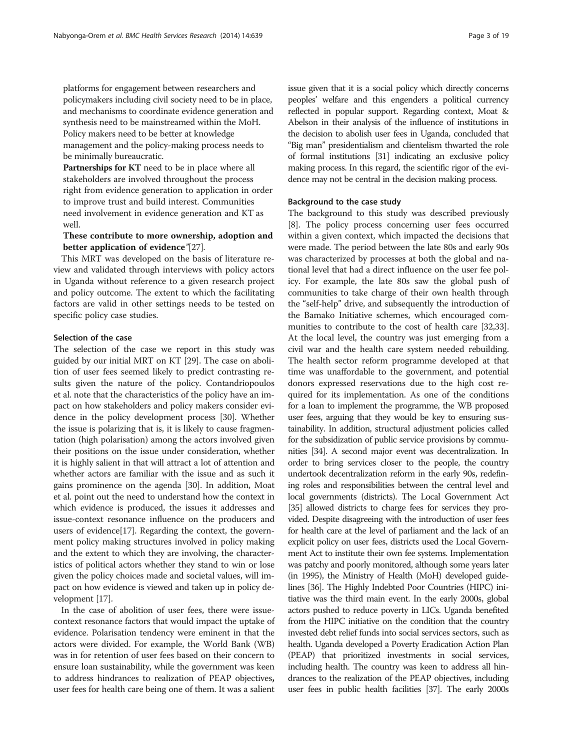platforms for engagement between researchers and policymakers including civil society need to be in place, and mechanisms to coordinate evidence generation and synthesis need to be mainstreamed within the MoH. Policy makers need to be better at knowledge management and the policy-making process needs to be minimally bureaucratic.

**Partnerships for KT** need to be in place where all stakeholders are involved throughout the process right from evidence generation to application in order to improve trust and build interest. Communities need involvement in evidence generation and KT as well.

**These contribute to more ownership, adoption and better application of evidence**"[27].

This MRT was developed on the basis of literature review and validated through interviews with policy actors in Uganda without reference to a given research project and policy outcome. The extent to which the facilitating factors are valid in other settings needs to be tested on specific policy case studies.

#### Selection of the case

The selection of the case we report in this study was guided by our initial MRT on KT [29]. The case on abolition of user fees seemed likely to predict contrasting results given the nature of the policy. Contandriopoulos et al. note that the characteristics of the policy have an impact on how stakeholders and policy makers consider evidence in the policy development process [30]. Whether the issue is polarizing that is, it is likely to cause fragmentation (high polarisation) among the actors involved given their positions on the issue under consideration, whether it is highly salient in that will attract a lot of attention and whether actors are familiar with the issue and as such it gains prominence on the agenda [30]. In addition, Moat et al. point out the need to understand how the context in which evidence is produced, the issues it addresses and issue-context resonance influence on the producers and users of evidence[17]. Regarding the context, the government policy making structures involved in policy making and the extent to which they are involving, the characteristics of political actors whether they stand to win or lose given the policy choices made and societal values, will impact on how evidence is viewed and taken up in policy development [17].

In the case of abolition of user fees, there were issue-context resonance factors that would impact the uptake of evidence. Polarisation tendency were eminent in that the actors were divided. For example, the World Bank (WB) was in for retention of user fees based on their concern to ensure loan sustainability, while the government was keen to address hindrances to realization of PEAP objectives**,** user fees for health care being one of them. It was a salient issue given that it is a social policy which directly concerns peoples' welfare and this engenders a political currency reflected in popular support. Regarding context, Moat & Abelson in their analysis of the influence of institutions in the decision to abolish user fees in Uganda, concluded that "Big man" presidentialism and clientelism thwarted the role of formal institutions [31] indicating an exclusive policy making process. In this regard, the scientific rigor of the evidence may not be central in the decision making process.

#### Background to the case study

The background to this study was described previously [8]. The policy process concerning user fees occurred within a given context, which impacted the decisions that were made. The period between the late 80s and early 90s was characterized by processes at both the global and national level that had a direct influence on the user fee policy. For example, the late 80s saw the global push of communities to take charge of their own health through the "self-help" drive, and subsequently the introduction of the Bamako Initiative schemes, which encouraged communities to contribute to the cost of health care [32,33]. At the local level, the country was just emerging from a civil war and the health care system needed rebuilding. The health sector reform programme developed at that time was unaffordable to the government, and potential donors expressed reservations due to the high cost required for its implementation. As one of the conditions for a loan to implement the programme, the WB proposed user fees, arguing that they would be key to ensuring sustainability. In addition, structural adjustment policies called for the subsidization of public service provisions by communities [34]. A second major event was decentralization. In order to bring services closer to the people, the country undertook decentralization reform in the early 90s, redefining roles and responsibilities between the central level and local governments (districts). The Local Government Act [35] allowed districts to charge fees for services they provided. Despite disagreeing with the introduction of user fees for health care at the level of parliament and the lack of an explicit policy on user fees, districts used the Local Government Act to institute their own fee systems. Implementation was patchy and poorly monitored, although some years later (in 1995), the Ministry of Health (MoH) developed guidelines [36]. The Highly Indebted Poor Countries (HIPC) initiative was the third main event. In the early 2000s, global actors pushed to reduce poverty in LICs. Uganda benefited from the HIPC initiative on the condition that the country invested debt relief funds into social services sectors, such as health. Uganda developed a Poverty Eradication Action Plan (PEAP) that prioritized investments in social services, including health. The country was keen to address all hindrances to the realization of the PEAP objectives, including user fees in public health facilities [37]. The early 2000s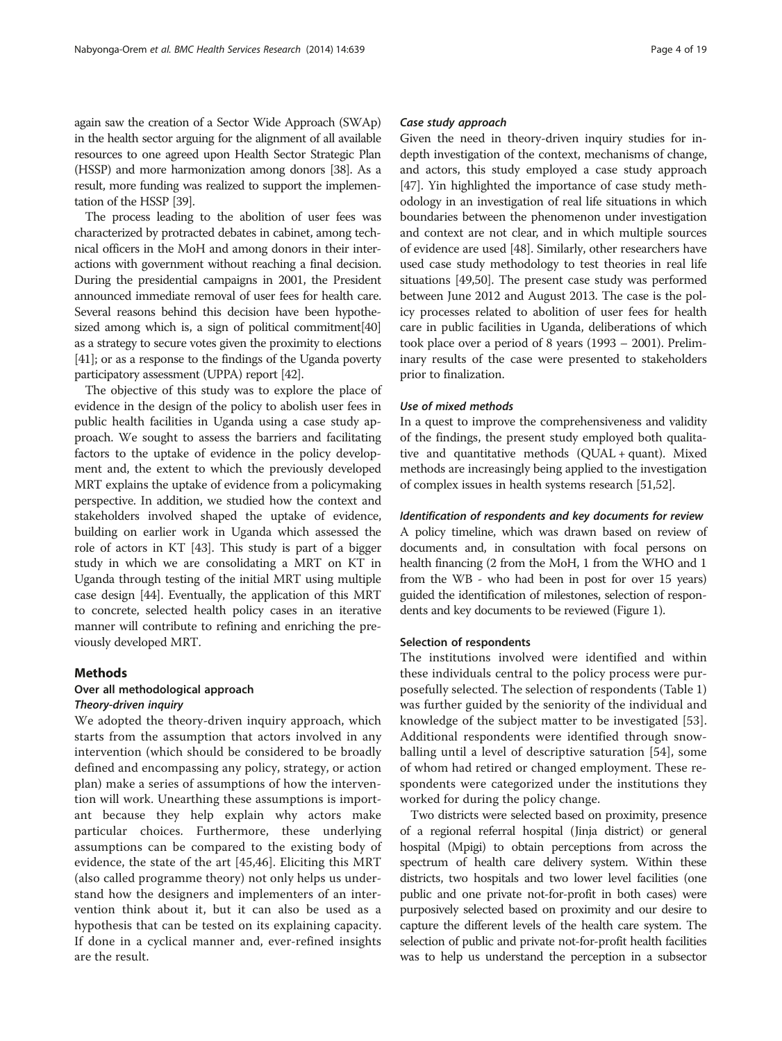again saw the creation of a Sector Wide Approach (SWAp) in the health sector arguing for the alignment of all available resources to one agreed upon Health Sector Strategic Plan (HSSP) and more harmonization among donors [38]. As a result, more funding was realized to support the implementation of the HSSP [39].

The process leading to the abolition of user fees was characterized by protracted debates in cabinet, among technical officers in the MoH and among donors in their interactions with government without reaching a final decision. During the presidential campaigns in 2001, the President announced immediate removal of user fees for health care. Several reasons behind this decision have been hypothesized among which is, a sign of political commitment[40] as a strategy to secure votes given the proximity to elections [41]; or as a response to the findings of the Uganda poverty participatory assessment (UPPA) report [42].

The objective of this study was to explore the place of evidence in the design of the policy to abolish user fees in public health facilities in Uganda using a case study approach. We sought to assess the barriers and facilitating factors to the uptake of evidence in the policy development and, the extent to which the previously developed MRT explains the uptake of evidence from a policymaking perspective. In addition, we studied how the context and stakeholders involved shaped the uptake of evidence, building on earlier work in Uganda which assessed the role of actors in KT [43]. This study is part of a bigger study in which we are consolidating a MRT on KT in Uganda through testing of the initial MRT using multiple case design [44]. Eventually, the application of this MRT to concrete, selected health policy cases in an iterative manner will contribute to refining and enriching the previously developed MRT.

## Methods

### Over all methodological approach

#### *Theory-driven inquiry*

We adopted the theory-driven inquiry approach, which starts from the assumption that actors involved in any intervention (which should be considered to be broadly defined and encompassing any policy, strategy, or action plan) make a series of assumptions of how the intervention will work. Unearthing these assumptions is important because they help explain why actors make particular choices. Furthermore, these underlying assumptions can be compared to the existing body of evidence, the state of the art [45,46]. Eliciting this MRT (also called programme theory) not only helps us understand how the designers and implementers of an intervention think about it, but it can also be used as a hypothesis that can be tested on its explaining capacity. If done in a cyclical manner and, ever-refined insights are the result.

#### *Case study approach*

Given the need in theory-driven inquiry studies for in-depth investigation of the context, mechanisms of change, and actors, this study employed a case study approach [47]. Yin highlighted the importance of case study methodology in an investigation of real life situations in which boundaries between the phenomenon under investigation and context are not clear, and in which multiple sources of evidence are used [48]. Similarly, other researchers have used case study methodology to test theories in real life situations [49,50]. The present case study was performed between June 2012 and August 2013. The case is the policy processes related to abolition of user fees for health care in public facilities in Uganda, deliberations of which took place over a period of 8 years (1993 – 2001). Preliminary results of the case were presented to stakeholders prior to finalization.

#### *Use of mixed methods*

In a quest to improve the comprehensiveness and validity of the findings, the present study employed both qualitative and quantitative methods (QUAL + quant). Mixed methods are increasingly being applied to the investigation of complex issues in health systems research [51,52].

#### *Identification of respondents and key documents for review*

A policy timeline, which was drawn based on review of documents and, in consultation with focal persons on health financing (2 from the MoH, 1 from the WHO and 1 from the WB - who had been in post for over 15 years) guided the identification of milestones, selection of respondents and key documents to be reviewed (Figure 1).

### Selection of respondents

The institutions involved were identified and within these individuals central to the policy process were purposefully selected. The selection of respondents (Table 1) was further guided by the seniority of the individual and knowledge of the subject matter to be investigated [53]. Additional respondents were identified through snowballing until a level of descriptive saturation [54], some of whom had retired or changed employment. These respondents were categorized under the institutions they worked for during the policy change.

Two districts were selected based on proximity, presence of a regional referral hospital (Jinja district) or general hospital (Mpigi) to obtain perceptions from across the spectrum of health care delivery system. Within these districts, two hospitals and two lower level facilities (one public and one private not-for-profit in both cases) were purposively selected based on proximity and our desire to capture the different levels of the health care system. The selection of public and private not-for-profit health facilities was to help us understand the perception in a subsector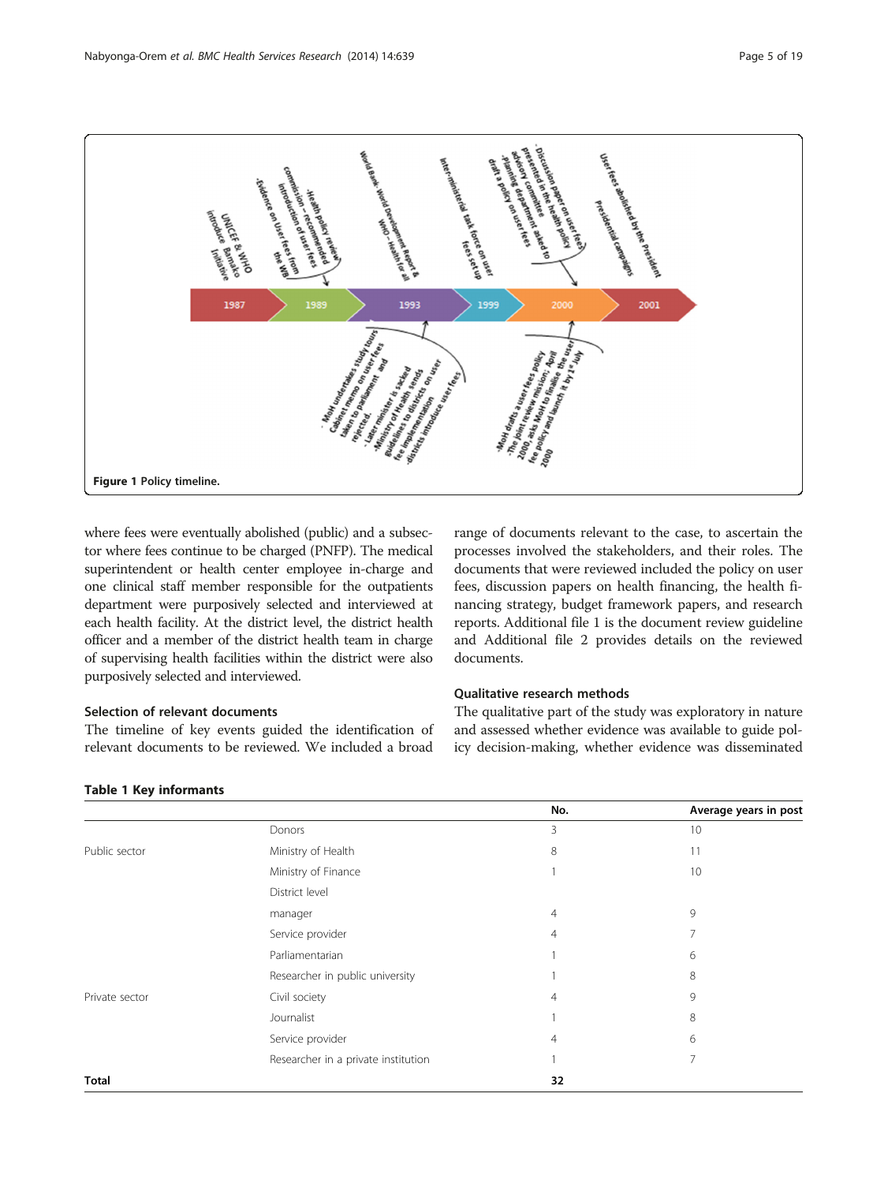**Figure 1** Policy timeline.

where fees were eventually abolished (public) and a subsector where fees continue to be charged (PNFP). The medical superintendent or health center employee in-charge and one clinical staff member responsible for the outpatients department were purposively selected and interviewed at each health facility. At the district level, the district health officer and a member of the district health team in charge of supervising health facilities within the district were also purposively selected and interviewed.

### Selection of relevant documents

The timeline of key events guided the identification of relevant documents to be reviewed. We included a broad range of documents relevant to the case, to ascertain the processes involved the stakeholders, and their roles. The documents that were reviewed included the policy on user fees, discussion papers on health financing, the health financing strategy, budget framework papers, and research reports. Additional file 1 is the document review guideline and Additional file 2 provides details on the reviewed documents.

### Qualitative research methods

The qualitative part of the study was exploratory in nature and assessed whether evidence was available to guide policy decision-making, whether evidence was disseminated

**Table 1 Key informants**

| | | No. | Average years in post |
|---|---|---|---|
| | Donors | 3 | 10 |
| Public sector | Ministry of Health | 8 | 11 |
| | Ministry of Finance | 1 | 10 |
| | District level | | |
| | manager | 4 | 9 |
| | Service provider | 4 | 7 |
| | Parliamentarian | 1 | 6 |
| | Researcher in public university | 1 | 8 |
| Private sector | Civil society | 4 | 9 |
| | Journalist | 1 | 8 |
| | Service provider | 4 | 6 |
| | Researcher in a private institution | 1 | 7 |
| **Total** | | **32** | |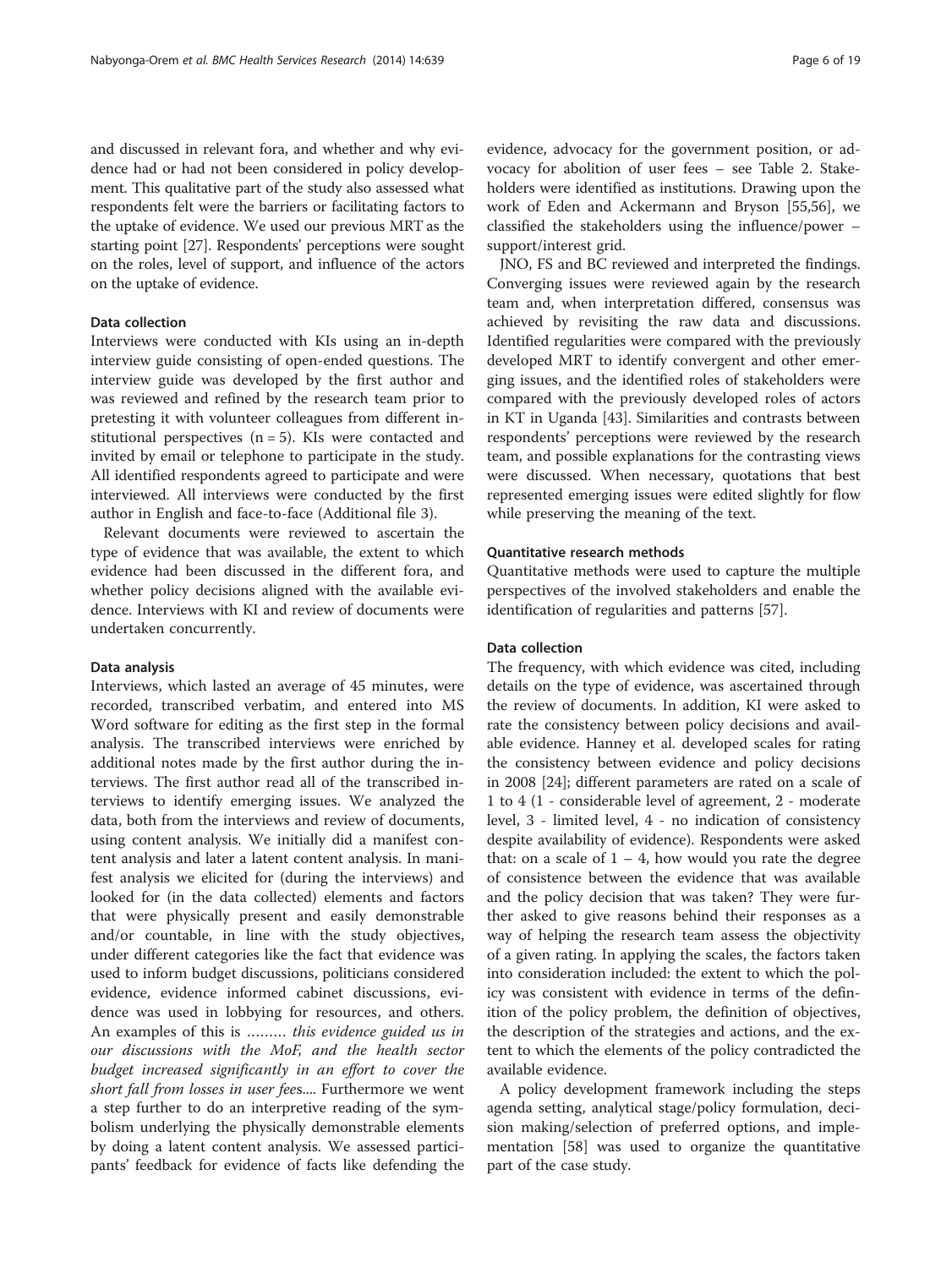and discussed in relevant fora, and whether and why evidence had or had not been considered in policy development. This qualitative part of the study also assessed what respondents felt were the barriers or facilitating factors to the uptake of evidence. We used our previous MRT as the starting point [27]. Respondents' perceptions were sought on the roles, level of support, and influence of the actors on the uptake of evidence.

#### Data collection

Interviews were conducted with KIs using an in-depth interview guide consisting of open-ended questions. The interview guide was developed by the first author and was reviewed and refined by the research team prior to pretesting it with volunteer colleagues from different institutional perspectives (n = 5). KIs were contacted and invited by email or telephone to participate in the study. All identified respondents agreed to participate and were interviewed. All interviews were conducted by the first author in English and face-to-face (Additional file 3).

Relevant documents were reviewed to ascertain the type of evidence that was available, the extent to which evidence had been discussed in the different fora, and whether policy decisions aligned with the available evidence. Interviews with KI and review of documents were undertaken concurrently.

#### Data analysis

Interviews, which lasted an average of 45 minutes, were recorded, transcribed verbatim, and entered into MS Word software for editing as the first step in the formal analysis. The transcribed interviews were enriched by additional notes made by the first author during the interviews. The first author read all of the transcribed interviews to identify emerging issues. We analyzed the data, both from the interviews and review of documents, using content analysis. We initially did a manifest content analysis and later a latent content analysis. In manifest analysis we elicited for (during the interviews) and looked for (in the data collected) elements and factors that were physically present and easily demonstrable and/or countable, in line with the study objectives, under different categories like the fact that evidence was used to inform budget discussions, politicians considered evidence, evidence informed cabinet discussions, evidence was used in lobbying for resources, and others. An examples of this is ……… *this evidence guided us in our discussions with the MoF, and the health sector budget increased significantly in an effort to cover the short fall from losses in user fee*s.... Furthermore we went a step further to do an interpretive reading of the symbolism underlying the physically demonstrable elements by doing a latent content analysis. We assessed participants' feedback for evidence of facts like defending the evidence, advocacy for the government position, or advocacy for abolition of user fees – see Table 2. Stakeholders were identified as institutions. Drawing upon the work of Eden and Ackermann and Bryson [55,56], we classified the stakeholders using the influence/power – support/interest grid.

JNO, FS and BC reviewed and interpreted the findings. Converging issues were reviewed again by the research team and, when interpretation differed, consensus was achieved by revisiting the raw data and discussions. Identified regularities were compared with the previously developed MRT to identify convergent and other emerging issues, and the identified roles of stakeholders were compared with the previously developed roles of actors in KT in Uganda [43]. Similarities and contrasts between respondents' perceptions were reviewed by the research team, and possible explanations for the contrasting views were discussed. When necessary, quotations that best represented emerging issues were edited slightly for flow while preserving the meaning of the text.

#### Quantitative research methods

Quantitative methods were used to capture the multiple perspectives of the involved stakeholders and enable the identification of regularities and patterns [57].

#### Data collection

The frequency, with which evidence was cited, including details on the type of evidence, was ascertained through the review of documents. In addition, KI were asked to rate the consistency between policy decisions and available evidence. Hanney et al. developed scales for rating the consistency between evidence and policy decisions in 2008 [24]; different parameters are rated on a scale of 1 to 4 (1 - considerable level of agreement, 2 - moderate level, 3 - limited level, 4 - no indication of consistency despite availability of evidence). Respondents were asked that: on a scale of 1 – 4, how would you rate the degree of consistence between the evidence that was available and the policy decision that was taken? They were further asked to give reasons behind their responses as a way of helping the research team assess the objectivity of a given rating. In applying the scales, the factors taken into consideration included: the extent to which the policy was consistent with evidence in terms of the definition of the policy problem, the definition of objectives, the description of the strategies and actions, and the extent to which the elements of the policy contradicted the available evidence.

A policy development framework including the steps agenda setting, analytical stage/policy formulation, decision making/selection of preferred options, and implementation [58] was used to organize the quantitative part of the case study.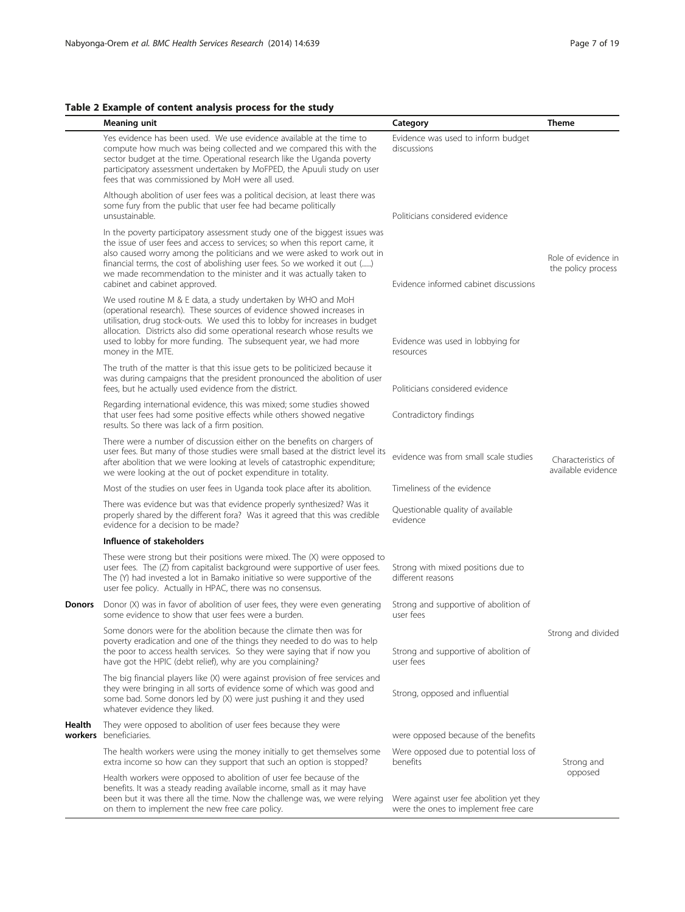**Table 2 Example of content analysis process for the study**

| | Meaning unit | Category | Theme |
|---|---|---|---|
| | Yes evidence has been used. We use evidence available at the time to compute how much was being collected and we compared this with the sector budget at the time. Operational research like the Uganda poverty participatory assessment undertaken by MoFPED, the Apuuli study on user fees that was commissioned by MoH were all used. | Evidence was used to inform budget discussions | Role of evidence in the policy process |
| | Although abolition of user fees was a political decision, at least there was some fury from the public that user fee had became politically unsustainable. | Politicians considered evidence | |
| | In the poverty participatory assessment study one of the biggest issues was the issue of user fees and access to services; so when this report came, it also caused worry among the politicians and we were asked to work out in financial terms, the cost of abolishing user fees. So we worked it out (......) we made recommendation to the minister and it was actually taken to cabinet and cabinet approved. | Evidence informed cabinet discussions | |
| | We used routine M & E data, a study undertaken by WHO and MoH (operational research). These sources of evidence showed increases in utilisation, drug stock-outs. We used this to lobby for increases in budget allocation. Districts also did some operational research whose results we used to lobby for more funding. The subsequent year, we had more money in the MTE. | Evidence was used in lobbying for resources | |
| | The truth of the matter is that this issue gets to be politicized because it was during campaigns that the president pronounced the abolition of user fees, but he actually used evidence from the district. | Politicians considered evidence | |
| | Regarding international evidence, this was mixed; some studies showed that user fees had some positive effects while others showed negative results. So there was lack of a firm position. | Contradictory findings | Characteristics of available evidence |
| | There were a number of discussion either on the benefits on chargers of user fees. But many of those studies were small based at the district level its after abolition that we were looking at levels of catastrophic expenditure; we were looking at the out of pocket expenditure in totality. | evidence was from small scale studies | |
| | Most of the studies on user fees in Uganda took place after its abolition. | Timeliness of the evidence | |
| | There was evidence but was that evidence properly synthesized? Was it properly shared by the different fora? Was it agreed that this was credible evidence for a decision to be made? | Questionable quality of available evidence | |
| | **Influence of stakeholders** | | |
| **Donors** | These were strong but their positions were mixed. The (X) were opposed to user fees. The (Z) from capitalist background were supportive of user fees. The (Y) had invested a lot in Bamako initiative so were supportive of the user fee policy. Actually in HPAC, there was no consensus. | Strong with mixed positions due to different reasons | Strong and divided |
| | Donor (X) was in favor of abolition of user fees, they were even generating some evidence to show that user fees were a burden. | Strong and supportive of abolition of user fees | |
| | Some donors were for the abolition because the climate then was for poverty eradication and one of the things they needed to do was to help the poor to access health services. So they were saying that if now you have got the HPIC (debt relief), why are you complaining? | Strong and supportive of abolition of user fees | |
| | The big financial players like (X) were against provision of free services and they were bringing in all sorts of evidence some of which was good and some bad. Some donors led by (X) were just pushing it and they used whatever evidence they liked. | Strong, opposed and influential | |
| **Health workers** | They were opposed to abolition of user fees because they were beneficiaries. | were opposed because of the benefits | Strong and opposed |
| | The health workers were using the money initially to get themselves some extra income so how can they support that such an option is stopped? | Were opposed due to potential loss of benefits | |
| | Health workers were opposed to abolition of user fee because of the benefits. It was a steady reading available income, small as it may have been but it was there all the time. Now the challenge was, we were relying on them to implement the new free care policy. | Were against user fee abolition yet they were the ones to implement free care | |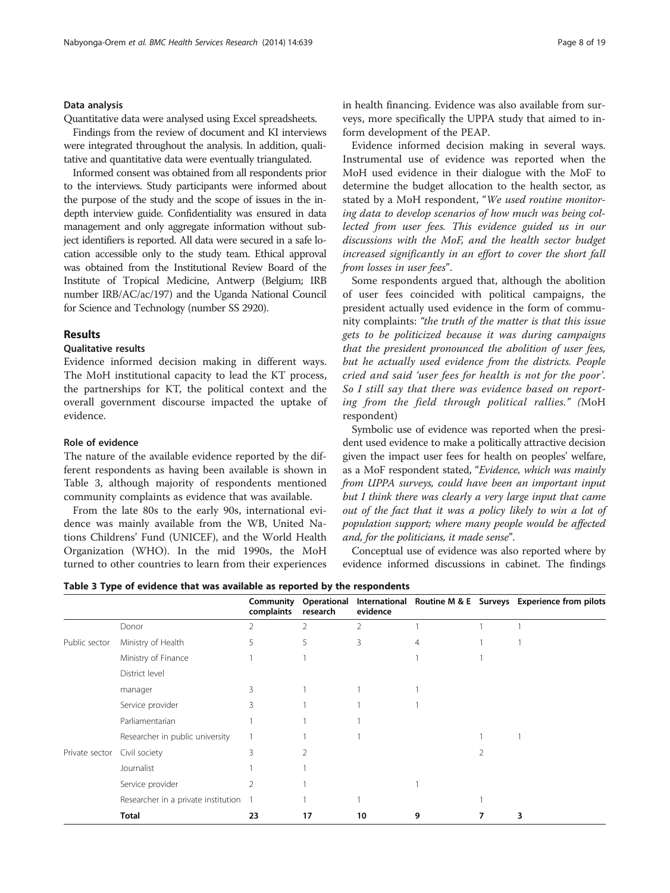#### Data analysis

Quantitative data were analysed using Excel spreadsheets.

Findings from the review of document and KI interviews were integrated throughout the analysis. In addition, qualitative and quantitative data were eventually triangulated.

Informed consent was obtained from all respondents prior to the interviews. Study participants were informed about the purpose of the study and the scope of issues in the in-depth interview guide. Confidentiality was ensured in data management and only aggregate information without subject identifiers is reported. All data were secured in a safe location accessible only to the study team. Ethical approval was obtained from the Institutional Review Board of the Institute of Tropical Medicine, Antwerp (Belgium; IRB number IRB/AC/ac/197) and the Uganda National Council for Science and Technology (number SS 2920).

## Results

### Qualitative results

Evidence informed decision making in different ways. The MoH institutional capacity to lead the KT process, the partnerships for KT, the political context and the overall government discourse impacted the uptake of evidence.

#### Role of evidence

The nature of the available evidence reported by the different respondents as having been available is shown in Table 3, although majority of respondents mentioned community complaints as evidence that was available.

From the late 80s to the early 90s, international evidence was mainly available from the WB, United Nations Childrens' Fund (UNICEF), and the World Health Organization (WHO). In the mid 1990s, the MoH turned to other countries to learn from their experiences in health financing. Evidence was also available from surveys, more specifically the UPPA study that aimed to inform development of the PEAP.

Evidence informed decision making in several ways. Instrumental use of evidence was reported when the MoH used evidence in their dialogue with the MoF to determine the budget allocation to the health sector, as stated by a MoH respondent, "*We used routine monitoring data to develop scenarios of how much was being collected from user fees. This evidence guided us in our discussions with the MoF, and the health sector budget increased significantly in an effort to cover the short fall from losses in user fees*".

Some respondents argued that, although the abolition of user fees coincided with political campaigns, the president actually used evidence in the form of community complaints: *"the truth of the matter is that this issue gets to be politicized because it was during campaigns that the president pronounced the abolition of user fees, but he actually used evidence from the districts. People cried and said 'user fees for health is not for the poor'. So I still say that there was evidence based on reporting from the field through political rallies." (*MoH respondent)

Symbolic use of evidence was reported when the president used evidence to make a politically attractive decision given the impact user fees for health on peoples' welfare, as a MoF respondent stated, *"Evidence, which was mainly from UPPA surveys, could have been an important input but I think there was clearly a very large input that came out of the fact that it was a policy likely to win a lot of population support; where many people would be affected and, for the politicians, it made sense"*.

Conceptual use of evidence was also reported where by evidence informed discussions in cabinet. The findings

**Table 3 Type of evidence that was available as reported by the respondents**

| | | Community complaints | Operational research | International evidence | Routine M & E | Surveys | Experience from pilots |
|---|---|---|---|---|---|---|---|
| | Donor | 2 | 2 | 2 | 1 | 1 | 1 |
| Public sector | Ministry of Health | 5 | 5 | 3 | 4 | 1 | 1 |
| | Ministry of Finance | 1 | 1 | | 1 | 1 | |
| | District level | | | | | | |
| | manager | 3 | 1 | 1 | 1 | | |
| | Service provider | 3 | 1 | 1 | 1 | | |
| | Parliamentarian | 1 | 1 | 1 | | | |
| | Researcher in public university | 1 | 1 | 1 | | 1 | 1 |
| Private sector | Civil society | 3 | 2 | | | 2 | |
| | Journalist | 1 | 1 | | | | |
| | Service provider | 2 | 1 | | 1 | | |
| | Researcher in a private institution | 1 | 1 | 1 | | 1 | |
| | **Total** | **23** | **17** | **10** | **9** | **7** | **3** |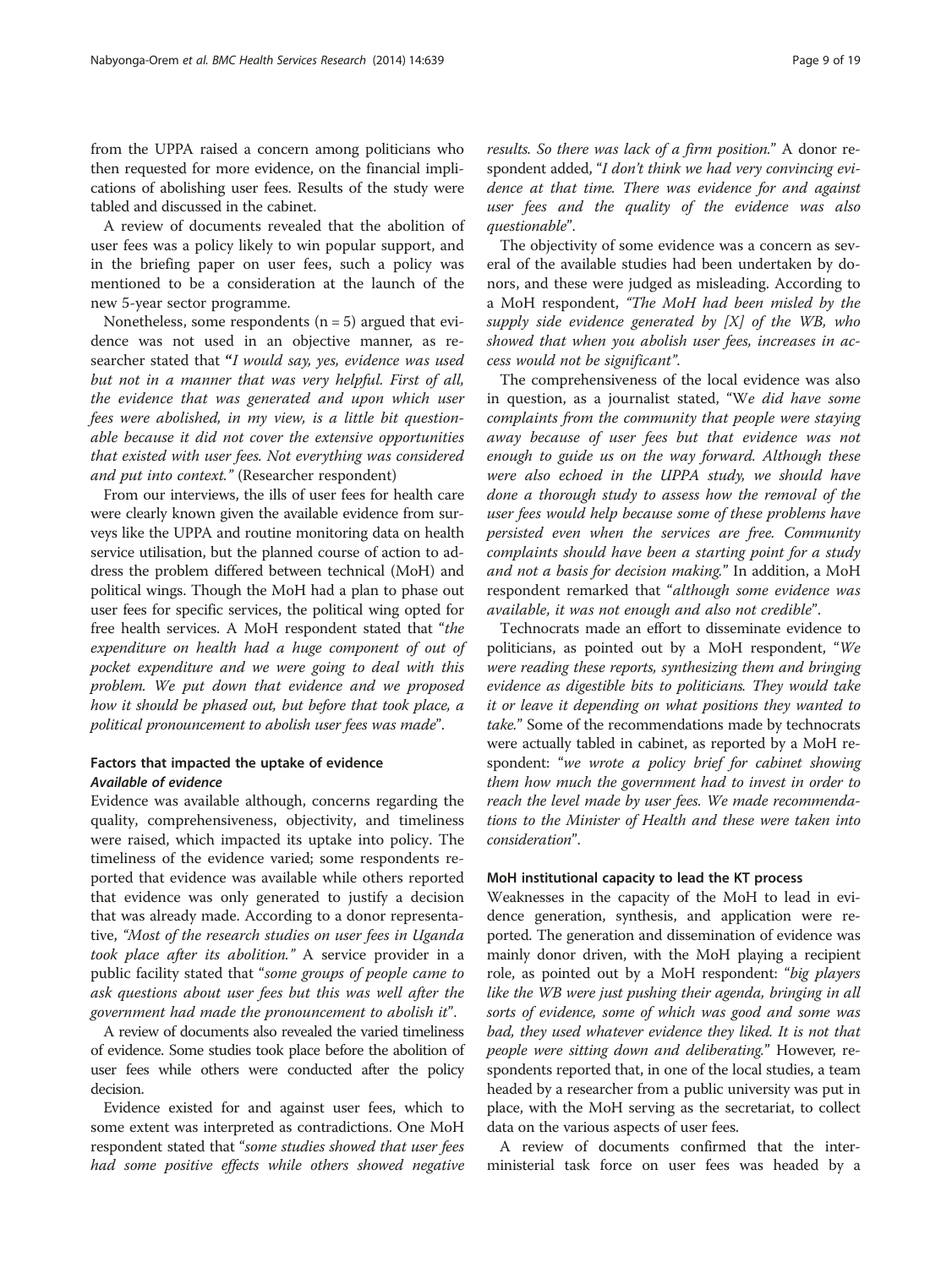from the UPPA raised a concern among politicians who then requested for more evidence, on the financial implications of abolishing user fees. Results of the study were tabled and discussed in the cabinet.

A review of documents revealed that the abolition of user fees was a policy likely to win popular support, and in the briefing paper on user fees, such a policy was mentioned to be a consideration at the launch of the new 5-year sector programme.

Nonetheless, some respondents (n = 5) argued that evidence was not used in an objective manner, as researcher stated that **"***I would say, yes, evidence was used but not in a manner that was very helpful. First of all, the evidence that was generated and upon which user fees were abolished, in my view, is a little bit questionable because it did not cover the extensive opportunities that existed with user fees. Not everything was considered and put into context."* (Researcher respondent)

From our interviews, the ills of user fees for health care were clearly known given the available evidence from surveys like the UPPA and routine monitoring data on health service utilisation, but the planned course of action to address the problem differed between technical (MoH) and political wings. Though the MoH had a plan to phase out user fees for specific services, the political wing opted for free health services. A MoH respondent stated that "*the expenditure on health had a huge component of out of pocket expenditure and we were going to deal with this problem. We put down that evidence and we proposed how it should be phased out, but before that took place, a political pronouncement to abolish user fees was made*".

### Factors that impacted the uptake of evidence

#### *Available of evidence*

Evidence was available although, concerns regarding the quality, comprehensiveness, objectivity, and timeliness were raised, which impacted its uptake into policy. The timeliness of the evidence varied; some respondents reported that evidence was available while others reported that evidence was only generated to justify a decision that was already made. According to a donor representative, *"Most of the research studies on user fees in Uganda took place after its abolition."* A service provider in a public facility stated that "*some groups of people came to ask questions about user fees but this was well after the government had made the pronouncement to abolish it*".

A review of documents also revealed the varied timeliness of evidence. Some studies took place before the abolition of user fees while others were conducted after the policy decision.

Evidence existed for and against user fees, which to some extent was interpreted as contradictions. One MoH respondent stated that "*some studies showed that user fees had some positive effects while others showed negative results. So there was lack of a firm position.*" A donor respondent added, "*I don't think we had very convincing evidence at that time. There was evidence for and against user fees and the quality of the evidence was also questionable*".

The objectivity of some evidence was a concern as several of the available studies had been undertaken by donors, and these were judged as misleading. According to a MoH respondent, *"The MoH had been misled by the supply side evidence generated by [X] of the WB, who showed that when you abolish user fees, increases in access would not be significant"*.

The comprehensiveness of the local evidence was also in question, as a journalist stated, "W*e did have some complaints from the community that people were staying away because of user fees but that evidence was not enough to guide us on the way forward. Although these were also echoed in the UPPA study, we should have done a thorough study to assess how the removal of the user fees would help because some of these problems have persisted even when the services are free. Community complaints should have been a starting point for a study and not a basis for decision making.*" In addition, a MoH respondent remarked that "*although some evidence was available, it was not enough and also not credible*".

Technocrats made an effort to disseminate evidence to politicians, as pointed out by a MoH respondent, "*We were reading these reports, synthesizing them and bringing evidence as digestible bits to politicians. They would take it or leave it depending on what positions they wanted to take.*" Some of the recommendations made by technocrats were actually tabled in cabinet, as reported by a MoH respondent: "*we wrote a policy brief for cabinet showing them how much the government had to invest in order to reach the level made by user fees. We made recommendations to the Minister of Health and these were taken into consideration*".

#### MoH institutional capacity to lead the KT process

Weaknesses in the capacity of the MoH to lead in evidence generation, synthesis, and application were reported. The generation and dissemination of evidence was mainly donor driven, with the MoH playing a recipient role, as pointed out by a MoH respondent: "*big players like the WB were just pushing their agenda, bringing in all sorts of evidence, some of which was good and some was bad, they used whatever evidence they liked. It is not that people were sitting down and deliberating.*" However, respondents reported that, in one of the local studies, a team headed by a researcher from a public university was put in place, with the MoH serving as the secretariat, to collect data on the various aspects of user fees.

A review of documents confirmed that the inter-ministerial task force on user fees was headed by a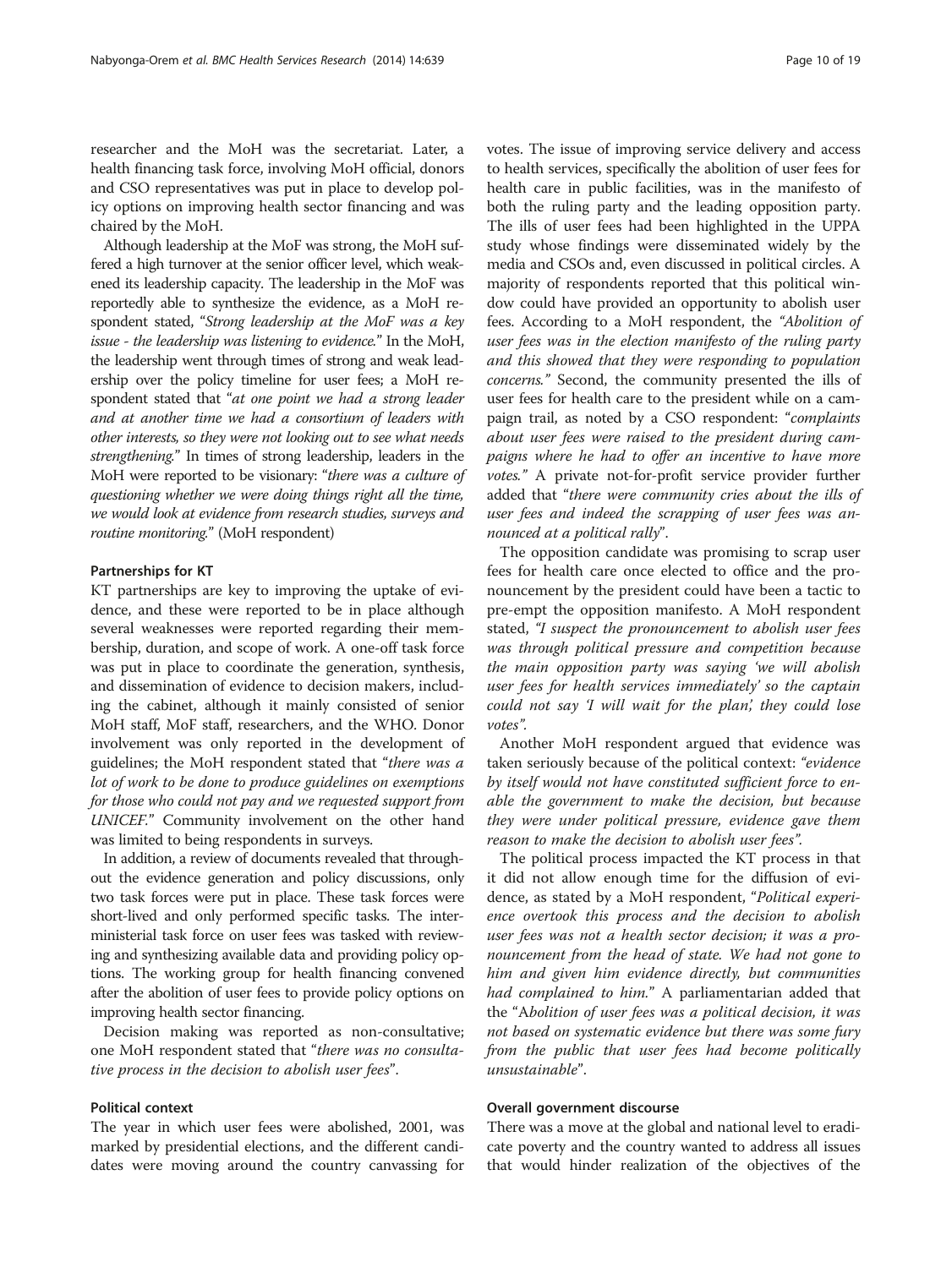researcher and the MoH was the secretariat. Later, a health financing task force, involving MoH official, donors and CSO representatives was put in place to develop policy options on improving health sector financing and was chaired by the MoH.

Although leadership at the MoF was strong, the MoH suffered a high turnover at the senior officer level, which weakened its leadership capacity. The leadership in the MoF was reportedly able to synthesize the evidence, as a MoH respondent stated, "*Strong leadership at the MoF was a key issue - the leadership was listening to evidence.*" In the MoH, the leadership went through times of strong and weak leadership over the policy timeline for user fees; a MoH respondent stated that "*at one point we had a strong leader and at another time we had a consortium of leaders with other interests, so they were not looking out to see what needs strengthening.*" In times of strong leadership, leaders in the MoH were reported to be visionary: "*there was a culture of questioning whether we were doing things right all the time, we would look at evidence from research studies, surveys and routine monitoring.*" (MoH respondent)

#### Partnerships for KT

KT partnerships are key to improving the uptake of evidence, and these were reported to be in place although several weaknesses were reported regarding their membership, duration, and scope of work. A one-off task force was put in place to coordinate the generation, synthesis, and dissemination of evidence to decision makers, including the cabinet, although it mainly consisted of senior MoH staff, MoF staff, researchers, and the WHO. Donor involvement was only reported in the development of guidelines; the MoH respondent stated that "*there was a lot of work to be done to produce guidelines on exemptions for those who could not pay and we requested support from UNICEF.*" Community involvement on the other hand was limited to being respondents in surveys.

In addition, a review of documents revealed that throughout the evidence generation and policy discussions, only two task forces were put in place. These task forces were short-lived and only performed specific tasks. The inter-ministerial task force on user fees was tasked with reviewing and synthesizing available data and providing policy options. The working group for health financing convened after the abolition of user fees to provide policy options on improving health sector financing.

Decision making was reported as non-consultative; one MoH respondent stated that "*there was no consultative process in the decision to abolish user fees*".

#### Political context

The year in which user fees were abolished, 2001, was marked by presidential elections, and the different candidates were moving around the country canvassing for votes. The issue of improving service delivery and access to health services, specifically the abolition of user fees for health care in public facilities, was in the manifesto of both the ruling party and the leading opposition party. The ills of user fees had been highlighted in the UPPA study whose findings were disseminated widely by the media and CSOs and, even discussed in political circles. A majority of respondents reported that this political window could have provided an opportunity to abolish user fees. According to a MoH respondent, the "*Abolition of user fees was in the election manifesto of the ruling party and this showed that they were responding to population concerns.*" Second, the community presented the ills of user fees for health care to the president while on a campaign trail, as noted by a CSO respondent: "*complaints about user fees were raised to the president during campaigns where he had to offer an incentive to have more votes.*" A private not-for-profit service provider further added that "*there were community cries about the ills of user fees and indeed the scrapping of user fees was announced at a political rally*".

The opposition candidate was promising to scrap user fees for health care once elected to office and the pronouncement by the president could have been a tactic to pre-empt the opposition manifesto. A MoH respondent stated, *"I suspect the pronouncement to abolish user fees was through political pressure and competition because the main opposition party was saying 'we will abolish user fees for health services immediately' so the captain could not say 'I will wait for the plan', they could lose votes".*

Another MoH respondent argued that evidence was taken seriously because of the political context: "*evidence by itself would not have constituted sufficient force to enable the government to make the decision, but because they were under political pressure, evidence gave them reason to make the decision to abolish user fees*".

The political process impacted the KT process in that it did not allow enough time for the diffusion of evidence, as stated by a MoH respondent, "*Political experience overtook this process and the decision to abolish user fees was not a health sector decision; it was a pronouncement from the head of state. We had not gone to him and given him evidence directly, but communities had complained to him.*" A parliamentarian added that the "*Abolition of user fees was a political decision, it was not based on systematic evidence but there was some fury from the public that user fees had become politically unsustainable*".

#### Overall government discourse

There was a move at the global and national level to eradicate poverty and the country wanted to address all issues that would hinder realization of the objectives of the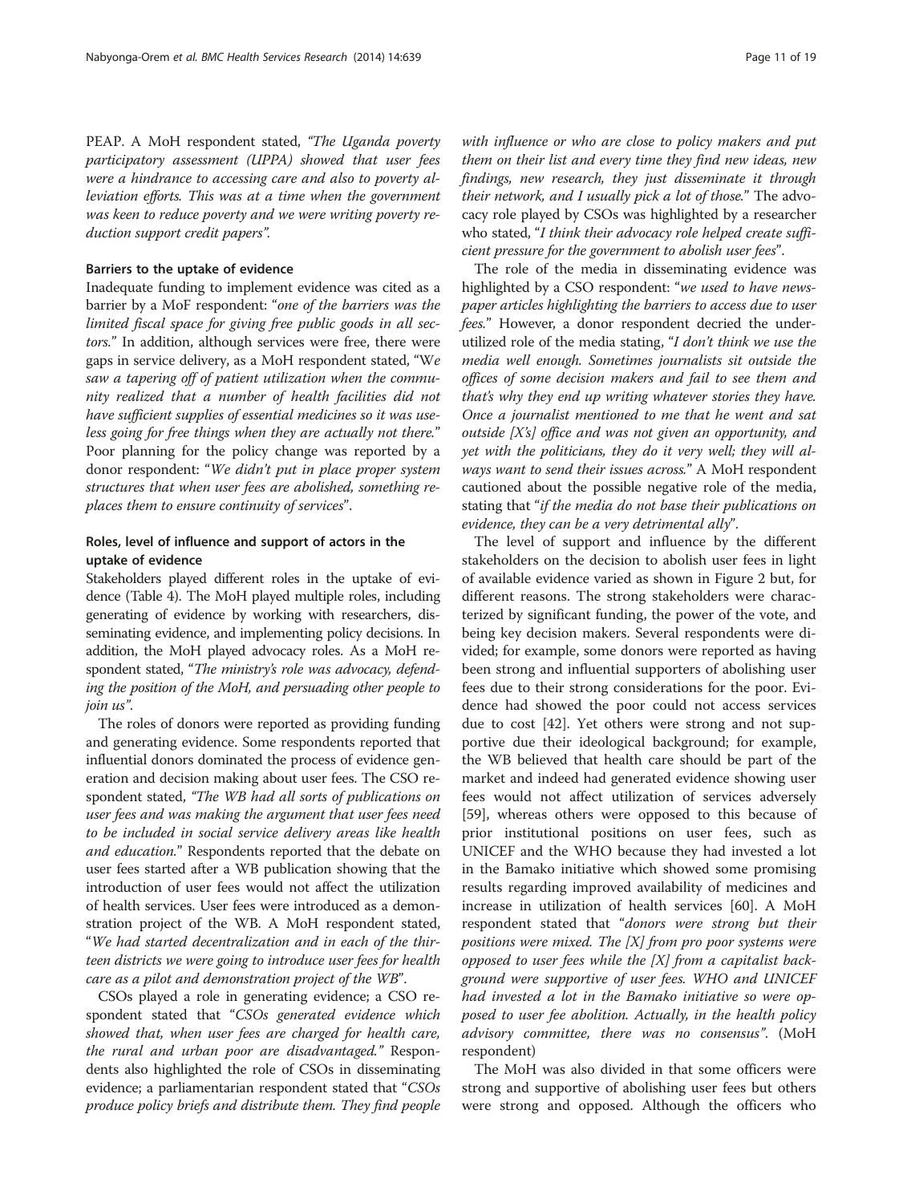PEAP. A MoH respondent stated, *"The Uganda poverty participatory assessment (UPPA) showed that user fees were a hindrance to accessing care and also to poverty alleviation efforts. This was at a time when the government was keen to reduce poverty and we were writing poverty reduction support credit papers"*.

#### Barriers to the uptake of evidence

Inadequate funding to implement evidence was cited as a barrier by a MoF respondent: "*one of the barriers was the limited fiscal space for giving free public goods in all sectors.*" In addition, although services were free, there were gaps in service delivery, as a MoH respondent stated, "*We saw a tapering off of patient utilization when the community realized that a number of health facilities did not have sufficient supplies of essential medicines so it was useless going for free things when they are actually not there.*" Poor planning for the policy change was reported by a donor respondent: "*We didn't put in place proper system structures that when user fees are abolished, something replaces them to ensure continuity of services*".

### Roles, level of influence and support of actors in the uptake of evidence

Stakeholders played different roles in the uptake of evidence (Table 4). The MoH played multiple roles, including generating of evidence by working with researchers, disseminating evidence, and implementing policy decisions. In addition, the MoH played advocacy roles. As a MoH respondent stated, "*The ministry's role was advocacy, defending the position of the MoH, and persuading other people to join us*".

The roles of donors were reported as providing funding and generating evidence. Some respondents reported that influential donors dominated the process of evidence generation and decision making about user fees. The CSO respondent stated, *"The WB had all sorts of publications on user fees and was making the argument that user fees need to be included in social service delivery areas like health and education."* Respondents reported that the debate on user fees started after a WB publication showing that the introduction of user fees would not affect the utilization of health services. User fees were introduced as a demonstration project of the WB. A MoH respondent stated, "*We had started decentralization and in each of the thirteen districts we were going to introduce user fees for health care as a pilot and demonstration project of the WB*".

CSOs played a role in generating evidence; a CSO respondent stated that "*CSOs generated evidence which showed that, when user fees are charged for health care, the rural and urban poor are disadvantaged.*" Respondents also highlighted the role of CSOs in disseminating evidence; a parliamentarian respondent stated that "*CSOs produce policy briefs and distribute them. They find people with influence or who are close to policy makers and put them on their list and every time they find new ideas, new findings, new research, they just disseminate it through their network, and I usually pick a lot of those.*" The advocacy role played by CSOs was highlighted by a researcher who stated, "*I think their advocacy role helped create sufficient pressure for the government to abolish user fees*".

The role of the media in disseminating evidence was highlighted by a CSO respondent: "*we used to have newspaper articles highlighting the barriers to access due to user fees.*" However, a donor respondent decried the underutilized role of the media stating, "*I don't think we use the media well enough. Sometimes journalists sit outside the offices of some decision makers and fail to see them and that's why they end up writing whatever stories they have. Once a journalist mentioned to me that he went and sat outside [X's] office and was not given an opportunity, and yet with the politicians, they do it very well; they will always want to send their issues across.*" A MoH respondent cautioned about the possible negative role of the media, stating that "*if the media do not base their publications on evidence, they can be a very detrimental ally*".

The level of support and influence by the different stakeholders on the decision to abolish user fees in light of available evidence varied as shown in Figure 2 but, for different reasons. The strong stakeholders were characterized by significant funding, the power of the vote, and being key decision makers. Several respondents were divided; for example, some donors were reported as having been strong and influential supporters of abolishing user fees due to their strong considerations for the poor. Evidence had showed the poor could not access services due to cost [42]. Yet others were strong and not supportive due their ideological background; for example, the WB believed that health care should be part of the market and indeed had generated evidence showing user fees would not affect utilization of services adversely [59], whereas others were opposed to this because of prior institutional positions on user fees, such as UNICEF and the WHO because they had invested a lot in the Bamako initiative which showed some promising results regarding improved availability of medicines and increase in utilization of health services [60]. A MoH respondent stated that "*donors were strong but their positions were mixed. The [X] from pro poor systems were opposed to user fees while the [X] from a capitalist background were supportive of user fees. WHO and UNICEF had invested a lot in the Bamako initiative so were opposed to user fee abolition. Actually, in the health policy advisory committee, there was no consensus*". (MoH respondent)

The MoH was also divided in that some officers were strong and supportive of abolishing user fees but others were strong and opposed. Although the officers who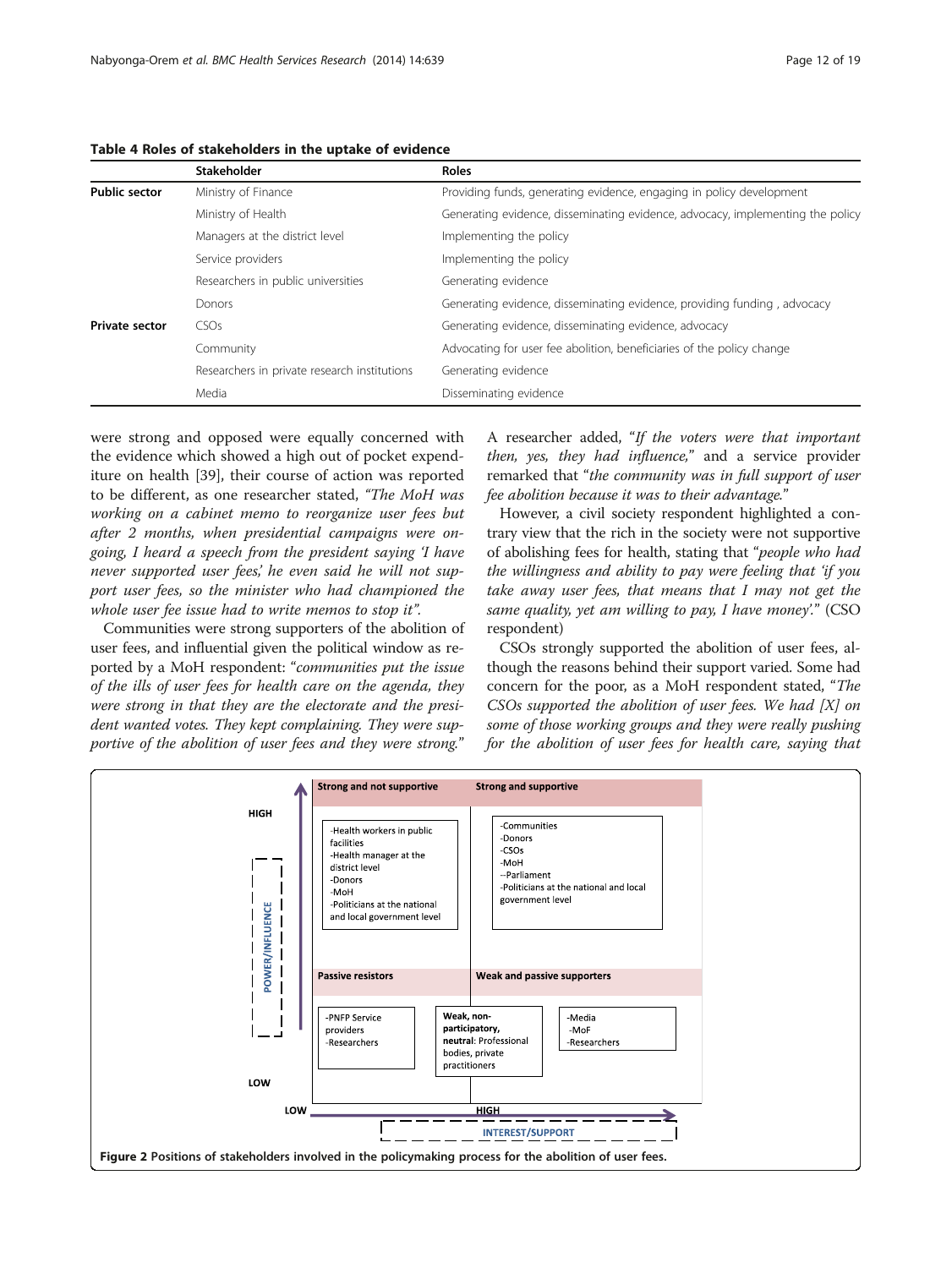**Table 4 Roles of stakeholders in the uptake of evidence**

| | Stakeholder | Roles |
|---|---|---|
| **Public sector** | Ministry of Finance | Providing funds, generating evidence, engaging in policy development |
| | Ministry of Health | Generating evidence, disseminating evidence, advocacy, implementing the policy |
| | Managers at the district level | Implementing the policy |
| | Service providers | Implementing the policy |
| | Researchers in public universities | Generating evidence |
| | Donors | Generating evidence, disseminating evidence, providing funding , advocacy |
| **Private sector** | CSOs | Generating evidence, disseminating evidence, advocacy |
| | Community | Advocating for user fee abolition, beneficiaries of the policy change |
| | Researchers in private research institutions | Generating evidence |
| | Media | Disseminating evidence |

were strong and opposed were equally concerned with the evidence which showed a high out of pocket expenditure on health [39], their course of action was reported to be different, as one researcher stated, *"The MoH was working on a cabinet memo to reorganize user fees but after 2 months, when presidential campaigns were ongoing, I heard a speech from the president saying 'I have never supported user fees,' he even said he will not support user fees, so the minister who had championed the whole user fee issue had to write memos to stop it"*.

Communities were strong supporters of the abolition of user fees, and influential given the political window as reported by a MoH respondent: "*communities put the issue of the ills of user fees for health care on the agenda, they were strong in that they are the electorate and the president wanted votes. They kept complaining. They were supportive of the abolition of user fees and they were strong.*" A researcher added, "*If the voters were that important then, yes, they had influence,*" and a service provider remarked that "*the community was in full support of user fee abolition because it was to their advantage.*"

However, a civil society respondent highlighted a contrary view that the rich in the society were not supportive of abolishing fees for health, stating that "*people who had the willingness and ability to pay were feeling that 'if you take away user fees, that means that I may not get the same quality, yet am willing to pay, I have money'.*" (CSO respondent)

CSOs strongly supported the abolition of user fees, although the reasons behind their support varied. Some had concern for the poor, as a MoH respondent stated, "*The CSOs supported the abolition of user fees. We had [X] on some of those working groups and they were really pushing for the abolition of user fees for health care, saying that*

**Figure 2 Positions of stakeholders involved in the policymaking process for the abolition of user fees.**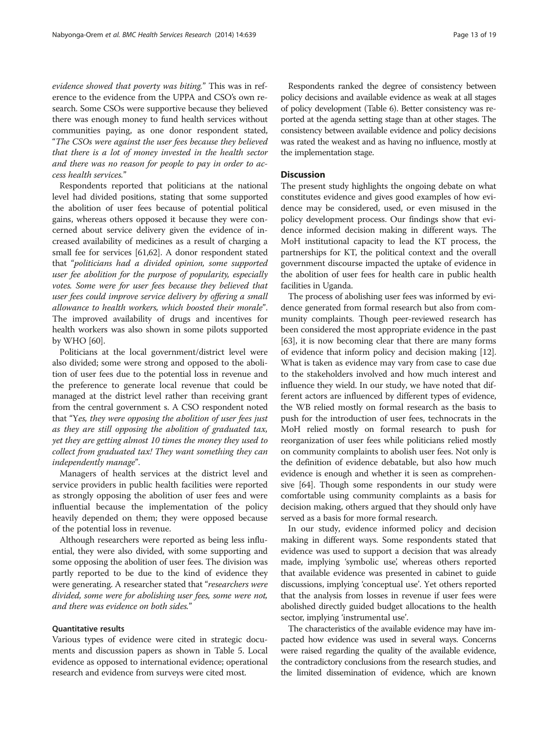*evidence showed that poverty was biting.*" This was in reference to the evidence from the UPPA and CSO's own research. Some CSOs were supportive because they believed there was enough money to fund health services without communities paying, as one donor respondent stated, "*The CSOs were against the user fees because they believed that there is a lot of money invested in the health sector and there was no reason for people to pay in order to access health services.*"

Respondents reported that politicians at the national level had divided positions, stating that some supported the abolition of user fees because of potential political gains, whereas others opposed it because they were concerned about service delivery given the evidence of increased availability of medicines as a result of charging a small fee for services [61,62]. A donor respondent stated that "*politicians had a divided opinion, some supported user fee abolition for the purpose of popularity, especially votes. Some were for user fees because they believed that user fees could improve service delivery by offering a small allowance to health workers, which boosted their morale*". The improved availability of drugs and incentives for health workers was also shown in some pilots supported by WHO [60].

Politicians at the local government/district level were also divided; some were strong and opposed to the abolition of user fees due to the potential loss in revenue and the preference to generate local revenue that could be managed at the district level rather than receiving grant from the central government s. A CSO respondent noted that "Y*es, they were opposing the abolition of user fees just as they are still opposing the abolition of graduated tax, yet they are getting almost 10 times the money they used to collect from graduated tax! They want something they can independently manage*".

Managers of health services at the district level and service providers in public health facilities were reported as strongly opposing the abolition of user fees and were influential because the implementation of the policy heavily depended on them; they were opposed because of the potential loss in revenue.

Although researchers were reported as being less influential, they were also divided, with some supporting and some opposing the abolition of user fees. The division was partly reported to be due to the kind of evidence they were generating. A researcher stated that "*researchers were divided, some were for abolishing user fees, some were not, and there was evidence on both sides.*"

#### Quantitative results

Various types of evidence were cited in strategic documents and discussion papers as shown in Table 5. Local evidence as opposed to international evidence; operational research and evidence from surveys were cited most.

Respondents ranked the degree of consistency between policy decisions and available evidence as weak at all stages of policy development (Table 6). Better consistency was reported at the agenda setting stage than at other stages. The consistency between available evidence and policy decisions was rated the weakest and as having no influence, mostly at the implementation stage.

## Discussion

The present study highlights the ongoing debate on what constitutes evidence and gives good examples of how evidence may be considered, used, or even misused in the policy development process. Our findings show that evidence informed decision making in different ways. The MoH institutional capacity to lead the KT process, the partnerships for KT, the political context and the overall government discourse impacted the uptake of evidence in the abolition of user fees for health care in public health facilities in Uganda.

The process of abolishing user fees was informed by evidence generated from formal research but also from community complaints. Though peer-reviewed research has been considered the most appropriate evidence in the past [63], it is now becoming clear that there are many forms of evidence that inform policy and decision making [12]. What is taken as evidence may vary from case to case due to the stakeholders involved and how much interest and influence they wield. In our study, we have noted that different actors are influenced by different types of evidence, the WB relied mostly on formal research as the basis to push for the introduction of user fees, technocrats in the MoH relied mostly on formal research to push for reorganization of user fees while politicians relied mostly on community complaints to abolish user fees. Not only is the definition of evidence debatable, but also how much evidence is enough and whether it is seen as comprehensive [64]. Though some respondents in our study were comfortable using community complaints as a basis for decision making, others argued that they should only have served as a basis for more formal research.

In our study, evidence informed policy and decision making in different ways. Some respondents stated that evidence was used to support a decision that was already made, implying 'symbolic use', whereas others reported that available evidence was presented in cabinet to guide discussions, implying 'conceptual use'. Yet others reported that the analysis from losses in revenue if user fees were abolished directly guided budget allocations to the health sector, implying 'instrumental use'.

The characteristics of the available evidence may have impacted how evidence was used in several ways. Concerns were raised regarding the quality of the available evidence, the contradictory conclusions from the research studies, and the limited dissemination of evidence, which are known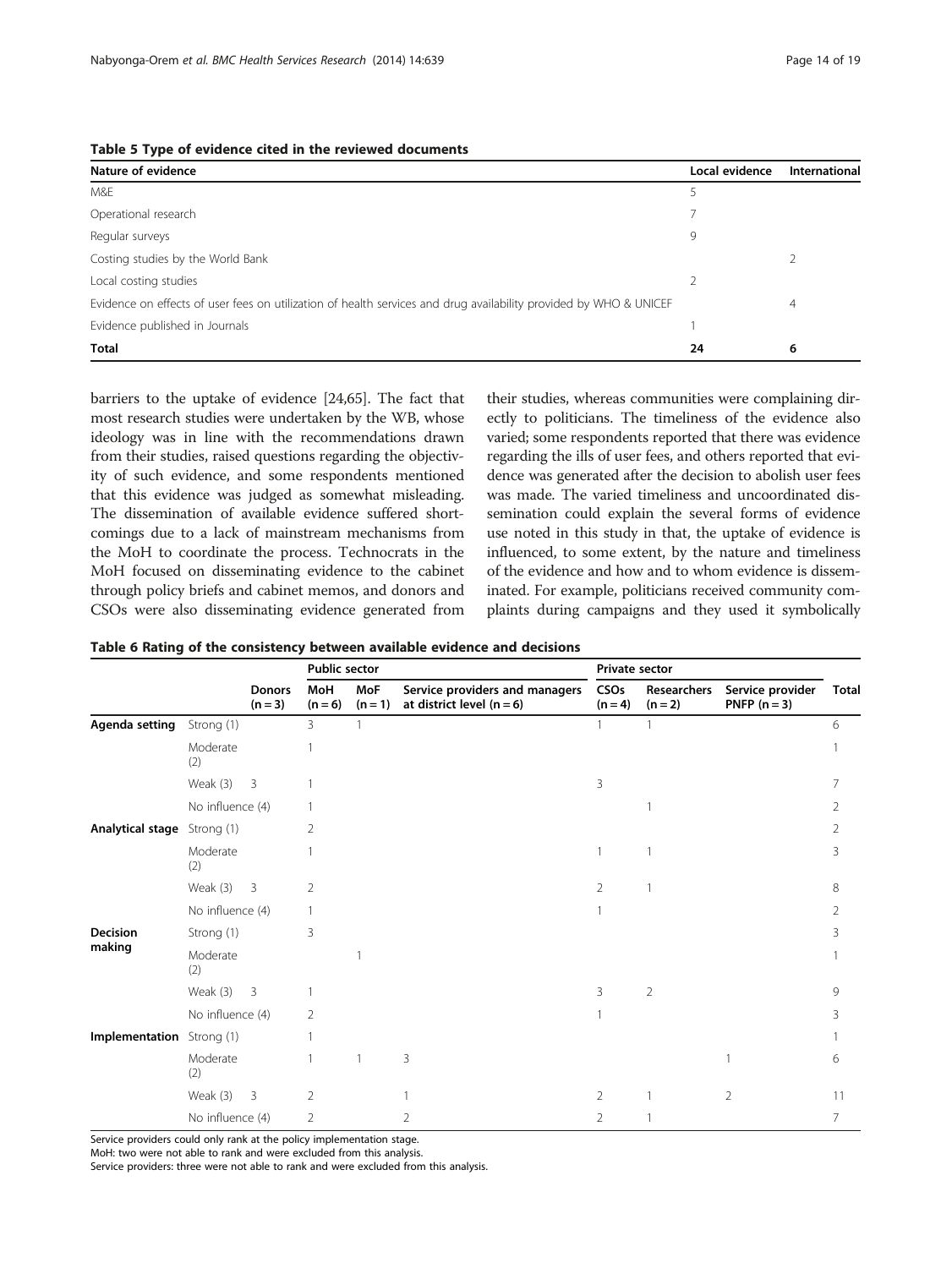**Table 5 Type of evidence cited in the reviewed documents**

| Nature of evidence | Local evidence | International |
|---|---|---|
| M&E | 5 | |
| Operational research | 7 | |
| Regular surveys | 9 | |
| Costing studies by the World Bank | | 2 |
| Local costing studies | 2 | |
| Evidence on effects of user fees on utilization of health services and drug availability provided by WHO & UNICEF | | 4 |
| Evidence published in Journals | 1 | |
| **Total** | **24** | **6** |

barriers to the uptake of evidence [24,65]. The fact that most research studies were undertaken by the WB, whose ideology was in line with the recommendations drawn from their studies, raised questions regarding the objectivity of such evidence, and some respondents mentioned that this evidence was judged as somewhat misleading. The dissemination of available evidence suffered shortcomings due to a lack of mainstream mechanisms from the MoH to coordinate the process. Technocrats in the MoH focused on disseminating evidence to the cabinet through policy briefs and cabinet memos, and donors and CSOs were also disseminating evidence generated from their studies, whereas communities were complaining directly to politicians. The timeliness of the evidence also varied; some respondents reported that there was evidence regarding the ills of user fees, and others reported that evidence was generated after the decision to abolish user fees was made. The varied timeliness and uncoordinated dissemination could explain the several forms of evidence use noted in this study in that, the uptake of evidence is influenced, to some extent, by the nature and timeliness of the evidence and how and to whom evidence is disseminated. For example, politicians received community complaints during campaigns and they used it symbolically

**Table 6 Rating of the consistency between available evidence and decisions**

| | | | Public sector | | | Private sector | | | |
|---|---|---|---|---|---|---|---|---|---|
| | | Donors (n = 3) | MoH (n = 6) | MoF (n = 1) | Service providers and managers at district level (n = 6) | CSOs (n = 4) | Researchers (n = 2) | Service provider PNFP (n = 3) | Total |
| **Agenda setting** | Strong (1) | | 3 | 1 | | 1 | 1 | | 6 |
| | Moderate (2) | | 1 | | | | | | 1 |
| | Weak (3) | 3 | 1 | | | 3 | | | 7 |
| | No influence (4) | | 1 | | | | 1 | | 2 |
| **Analytical stage** | Strong (1) | | 2 | | | | | | 2 |
| | Moderate (2) | | 1 | | | 1 | 1 | | 3 |
| | Weak (3) | 3 | 2 | | | 2 | 1 | | 8 |
| | No influence (4) | | 1 | | | 1 | | | 2 |
| **Decision making** | Strong (1) | | 3 | | | | | | 3 |
| | Moderate (2) | | | 1 | | | | | 1 |
| | Weak (3) | 3 | 1 | | | 3 | 2 | | 9 |
| | No influence (4) | | 2 | | | 1 | | | 3 |
| **Implementation** | Strong (1) | | 1 | | | | | | 1 |
| | Moderate (2) | | 1 | 1 | 3 | | | 1 | 6 |
| | Weak (3) | 3 | 2 | | 1 | 2 | 1 | 2 | 11 |
| | No influence (4) | | 2 | | 2 | 2 | 1 | | 7 |

Service providers could only rank at the policy implementation stage.
MoH: two were not able to rank and were excluded from this analysis.
Service providers: three were not able to rank and were excluded from this analysis.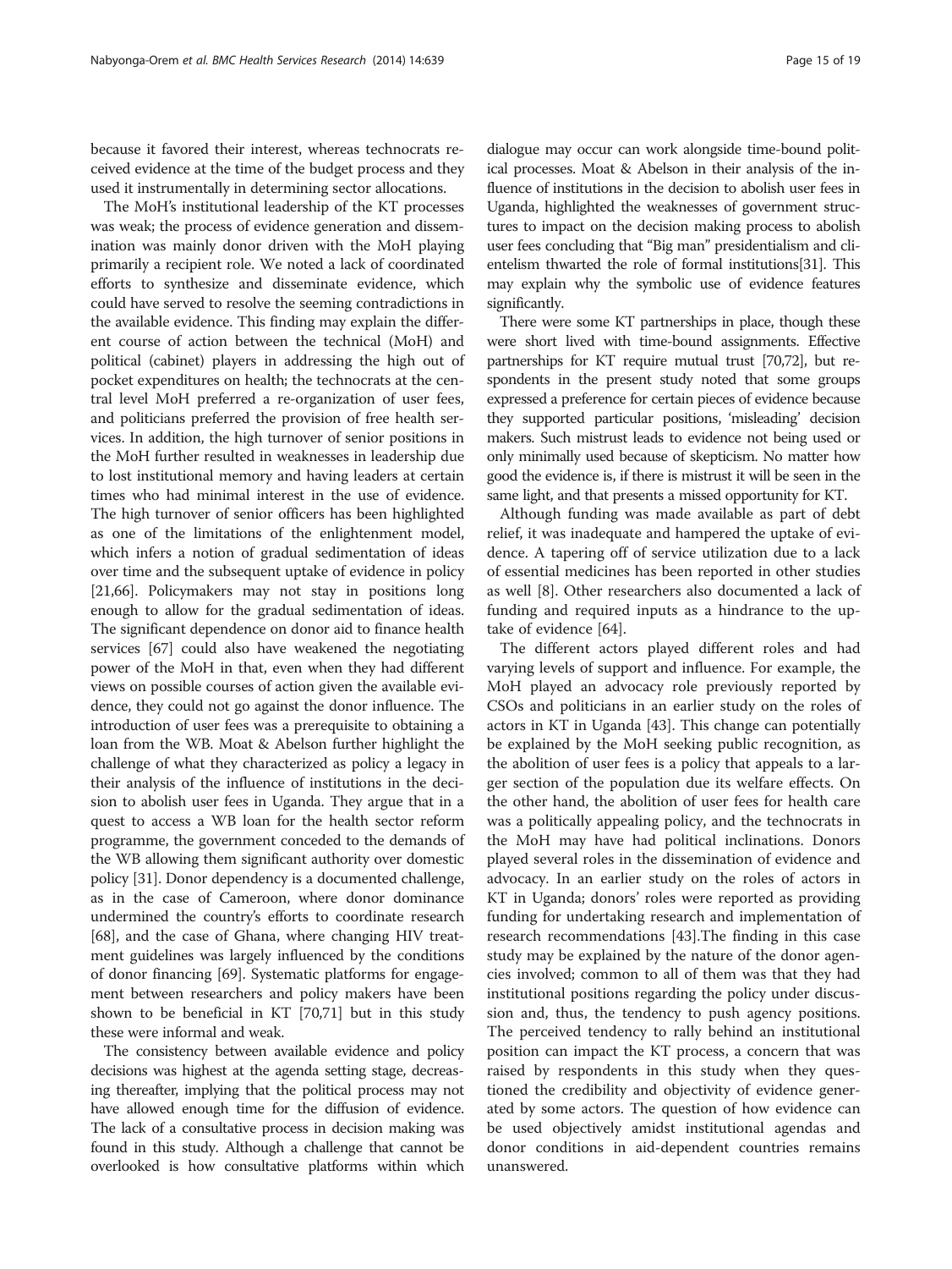because it favored their interest, whereas technocrats received evidence at the time of the budget process and they used it instrumentally in determining sector allocations.

The MoH's institutional leadership of the KT processes was weak; the process of evidence generation and dissemination was mainly donor driven with the MoH playing primarily a recipient role. We noted a lack of coordinated efforts to synthesize and disseminate evidence, which could have served to resolve the seeming contradictions in the available evidence. This finding may explain the different course of action between the technical (MoH) and political (cabinet) players in addressing the high out of pocket expenditures on health; the technocrats at the central level MoH preferred a re-organization of user fees, and politicians preferred the provision of free health services. In addition, the high turnover of senior positions in the MoH further resulted in weaknesses in leadership due to lost institutional memory and having leaders at certain times who had minimal interest in the use of evidence. The high turnover of senior officers has been highlighted as one of the limitations of the enlightenment model, which infers a notion of gradual sedimentation of ideas over time and the subsequent uptake of evidence in policy [21,66]. Policymakers may not stay in positions long enough to allow for the gradual sedimentation of ideas. The significant dependence on donor aid to finance health services [67] could also have weakened the negotiating power of the MoH in that, even when they had different views on possible courses of action given the available evidence, they could not go against the donor influence. The introduction of user fees was a prerequisite to obtaining a loan from the WB. Moat & Abelson further highlight the challenge of what they characterized as policy a legacy in their analysis of the influence of institutions in the decision to abolish user fees in Uganda. They argue that in a quest to access a WB loan for the health sector reform programme, the government conceded to the demands of the WB allowing them significant authority over domestic policy [31]. Donor dependency is a documented challenge, as in the case of Cameroon, where donor dominance undermined the country's efforts to coordinate research [68], and the case of Ghana, where changing HIV treatment guidelines was largely influenced by the conditions of donor financing [69]. Systematic platforms for engagement between researchers and policy makers have been shown to be beneficial in KT [70,71] but in this study these were informal and weak.

The consistency between available evidence and policy decisions was highest at the agenda setting stage, decreasing thereafter, implying that the political process may not have allowed enough time for the diffusion of evidence. The lack of a consultative process in decision making was found in this study. Although a challenge that cannot be overlooked is how consultative platforms within which dialogue may occur can work alongside time-bound political processes. Moat & Abelson in their analysis of the influence of institutions in the decision to abolish user fees in Uganda, highlighted the weaknesses of government structures to impact on the decision making process to abolish user fees concluding that "Big man" presidentialism and clientelism thwarted the role of formal institutions[31]. This may explain why the symbolic use of evidence features significantly.

There were some KT partnerships in place, though these were short lived with time-bound assignments. Effective partnerships for KT require mutual trust [70,72], but respondents in the present study noted that some groups expressed a preference for certain pieces of evidence because they supported particular positions, 'misleading' decision makers. Such mistrust leads to evidence not being used or only minimally used because of skepticism. No matter how good the evidence is, if there is mistrust it will be seen in the same light, and that presents a missed opportunity for KT.

Although funding was made available as part of debt relief, it was inadequate and hampered the uptake of evidence. A tapering off of service utilization due to a lack of essential medicines has been reported in other studies as well [8]. Other researchers also documented a lack of funding and required inputs as a hindrance to the uptake of evidence [64].

The different actors played different roles and had varying levels of support and influence. For example, the MoH played an advocacy role previously reported by CSOs and politicians in an earlier study on the roles of actors in KT in Uganda [43]. This change can potentially be explained by the MoH seeking public recognition, as the abolition of user fees is a policy that appeals to a larger section of the population due its welfare effects. On the other hand, the abolition of user fees for health care was a politically appealing policy, and the technocrats in the MoH may have had political inclinations. Donors played several roles in the dissemination of evidence and advocacy. In an earlier study on the roles of actors in KT in Uganda; donors' roles were reported as providing funding for undertaking research and implementation of research recommendations [43].The finding in this case study may be explained by the nature of the donor agencies involved; common to all of them was that they had institutional positions regarding the policy under discussion and, thus, the tendency to push agency positions. The perceived tendency to rally behind an institutional position can impact the KT process, a concern that was raised by respondents in this study when they questioned the credibility and objectivity of evidence generated by some actors. The question of how evidence can be used objectively amidst institutional agendas and donor conditions in aid-dependent countries remains unanswered.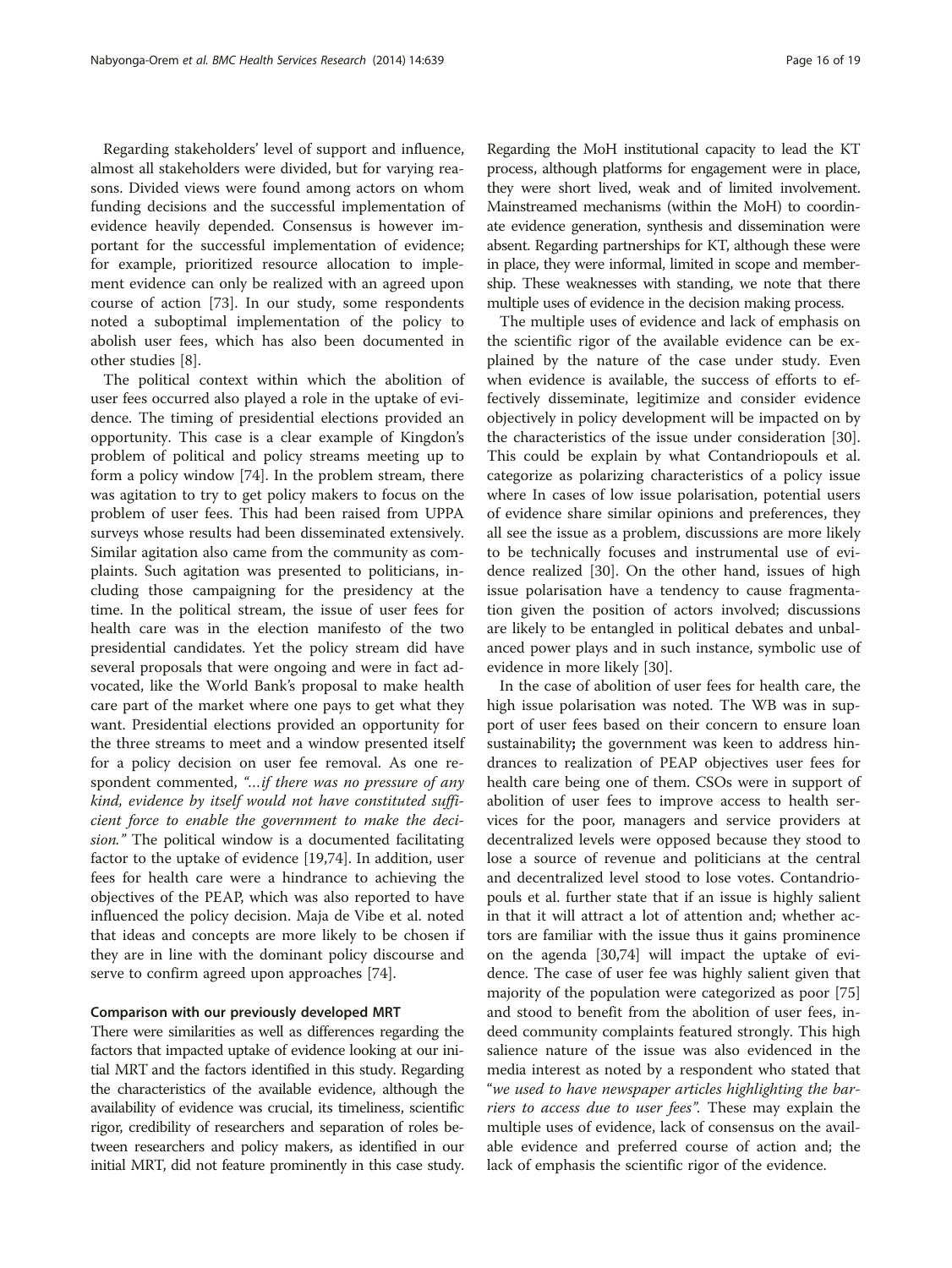Regarding stakeholders' level of support and influence, almost all stakeholders were divided, but for varying reasons. Divided views were found among actors on whom funding decisions and the successful implementation of evidence heavily depended. Consensus is however important for the successful implementation of evidence; for example, prioritized resource allocation to implement evidence can only be realized with an agreed upon course of action [73]. In our study, some respondents noted a suboptimal implementation of the policy to abolish user fees, which has also been documented in other studies [8].

The political context within which the abolition of user fees occurred also played a role in the uptake of evidence. The timing of presidential elections provided an opportunity. This case is a clear example of Kingdon's problem of political and policy streams meeting up to form a policy window [74]. In the problem stream, there was agitation to try to get policy makers to focus on the problem of user fees. This had been raised from UPPA surveys whose results had been disseminated extensively. Similar agitation also came from the community as complaints. Such agitation was presented to politicians, including those campaigning for the presidency at the time. In the political stream, the issue of user fees for health care was in the election manifesto of the two presidential candidates. Yet the policy stream did have several proposals that were ongoing and were in fact advocated, like the World Bank's proposal to make health care part of the market where one pays to get what they want. Presidential elections provided an opportunity for the three streams to meet and a window presented itself for a policy decision on user fee removal. As one respondent commented, *"…if there was no pressure of any kind, evidence by itself would not have constituted sufficient force to enable the government to make the decision."* The political window is a documented facilitating factor to the uptake of evidence [19,74]. In addition, user fees for health care were a hindrance to achieving the objectives of the PEAP, which was also reported to have influenced the policy decision. Maja de Vibe et al. noted that ideas and concepts are more likely to be chosen if they are in line with the dominant policy discourse and serve to confirm agreed upon approaches [74].

#### Comparison with our previously developed MRT

There were similarities as well as differences regarding the factors that impacted uptake of evidence looking at our initial MRT and the factors identified in this study. Regarding the characteristics of the available evidence, although the availability of evidence was crucial, its timeliness, scientific rigor, credibility of researchers and separation of roles between researchers and policy makers, as identified in our initial MRT, did not feature prominently in this case study. Regarding the MoH institutional capacity to lead the KT process, although platforms for engagement were in place, they were short lived, weak and of limited involvement. Mainstreamed mechanisms (within the MoH) to coordinate evidence generation, synthesis and dissemination were absent. Regarding partnerships for KT, although these were in place, they were informal, limited in scope and membership. These weaknesses with standing, we note that there multiple uses of evidence in the decision making process.

The multiple uses of evidence and lack of emphasis on the scientific rigor of the available evidence can be explained by the nature of the case under study. Even when evidence is available, the success of efforts to effectively disseminate, legitimize and consider evidence objectively in policy development will be impacted on by the characteristics of the issue under consideration [30]. This could be explain by what Contandriopouls et al. categorize as polarizing characteristics of a policy issue where In cases of low issue polarisation, potential users of evidence share similar opinions and preferences, they all see the issue as a problem, discussions are more likely to be technically focuses and instrumental use of evidence realized [30]. On the other hand, issues of high issue polarisation have a tendency to cause fragmentation given the position of actors involved; discussions are likely to be entangled in political debates and unbalanced power plays and in such instance, symbolic use of evidence in more likely [30].

In the case of abolition of user fees for health care, the high issue polarisation was noted. The WB was in support of user fees based on their concern to ensure loan sustainability**;** the government was keen to address hindrances to realization of PEAP objectives user fees for health care being one of them. CSOs were in support of abolition of user fees to improve access to health services for the poor, managers and service providers at decentralized levels were opposed because they stood to lose a source of revenue and politicians at the central and decentralized level stood to lose votes. Contandriopouls et al. further state that if an issue is highly salient in that it will attract a lot of attention and; whether actors are familiar with the issue thus it gains prominence on the agenda [30,74] will impact the uptake of evidence. The case of user fee was highly salient given that majority of the population were categorized as poor [75] and stood to benefit from the abolition of user fees, indeed community complaints featured strongly. This high salience nature of the issue was also evidenced in the media interest as noted by a respondent who stated that "*we used to have newspaper articles highlighting the barriers to access due to user fees"*. These may explain the multiple uses of evidence, lack of consensus on the available evidence and preferred course of action and; the lack of emphasis the scientific rigor of the evidence.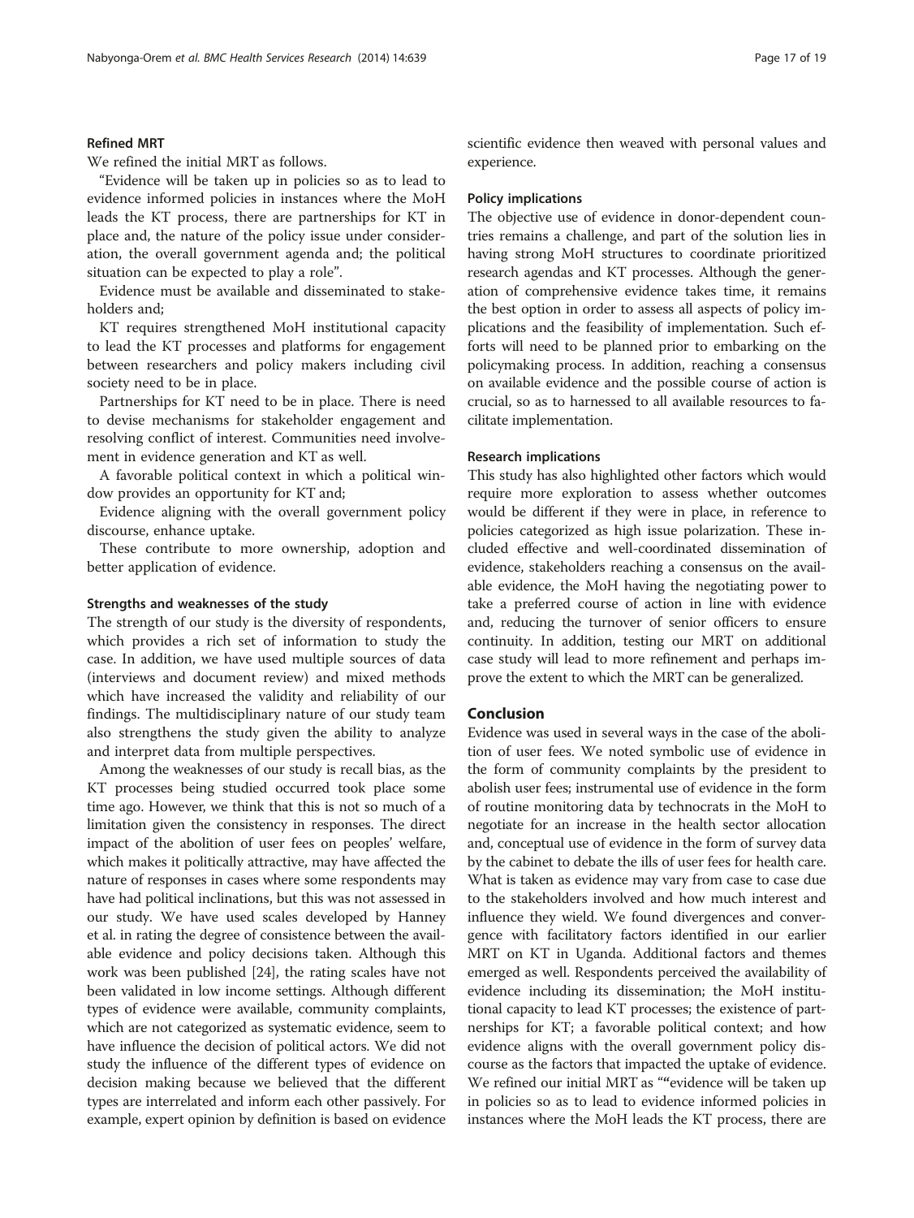### Refined MRT

We refined the initial MRT as follows.

"Evidence will be taken up in policies so as to lead to evidence informed policies in instances where the MoH leads the KT process, there are partnerships for KT in place and, the nature of the policy issue under consideration, the overall government agenda and; the political situation can be expected to play a role".

Evidence must be available and disseminated to stakeholders and;

KT requires strengthened MoH institutional capacity to lead the KT processes and platforms for engagement between researchers and policy makers including civil society need to be in place.

Partnerships for KT need to be in place. There is need to devise mechanisms for stakeholder engagement and resolving conflict of interest. Communities need involvement in evidence generation and KT as well.

A favorable political context in which a political window provides an opportunity for KT and;

Evidence aligning with the overall government policy discourse, enhance uptake.

These contribute to more ownership, adoption and better application of evidence.

### Strengths and weaknesses of the study

The strength of our study is the diversity of respondents, which provides a rich set of information to study the case. In addition, we have used multiple sources of data (interviews and document review) and mixed methods which have increased the validity and reliability of our findings. The multidisciplinary nature of our study team also strengthens the study given the ability to analyze and interpret data from multiple perspectives.

Among the weaknesses of our study is recall bias, as the KT processes being studied occurred took place some time ago. However, we think that this is not so much of a limitation given the consistency in responses. The direct impact of the abolition of user fees on peoples' welfare, which makes it politically attractive, may have affected the nature of responses in cases where some respondents may have had political inclinations, but this was not assessed in our study. We have used scales developed by Hanney et al. in rating the degree of consistence between the available evidence and policy decisions taken. Although this work was been published [24], the rating scales have not been validated in low income settings. Although different types of evidence were available, community complaints, which are not categorized as systematic evidence, seem to have influence the decision of political actors. We did not study the influence of the different types of evidence on decision making because we believed that the different types are interrelated and inform each other passively. For example, expert opinion by definition is based on evidence scientific evidence then weaved with personal values and experience.

### Policy implications

The objective use of evidence in donor-dependent countries remains a challenge, and part of the solution lies in having strong MoH structures to coordinate prioritized research agendas and KT processes. Although the generation of comprehensive evidence takes time, it remains the best option in order to assess all aspects of policy implications and the feasibility of implementation. Such efforts will need to be planned prior to embarking on the policymaking process. In addition, reaching a consensus on available evidence and the possible course of action is crucial, so as to harnessed to all available resources to facilitate implementation.

### Research implications

This study has also highlighted other factors which would require more exploration to assess whether outcomes would be different if they were in place, in reference to policies categorized as high issue polarization. These included effective and well-coordinated dissemination of evidence, stakeholders reaching a consensus on the available evidence, the MoH having the negotiating power to take a preferred course of action in line with evidence and, reducing the turnover of senior officers to ensure continuity. In addition, testing our MRT on additional case study will lead to more refinement and perhaps improve the extent to which the MRT can be generalized.

## Conclusion

Evidence was used in several ways in the case of the abolition of user fees. We noted symbolic use of evidence in the form of community complaints by the president to abolish user fees; instrumental use of evidence in the form of routine monitoring data by technocrats in the MoH to negotiate for an increase in the health sector allocation and, conceptual use of evidence in the form of survey data by the cabinet to debate the ills of user fees for health care. What is taken as evidence may vary from case to case due to the stakeholders involved and how much interest and influence they wield. We found divergences and convergence with facilitatory factors identified in our earlier MRT on KT in Uganda. Additional factors and themes emerged as well. Respondents perceived the availability of evidence including its dissemination; the MoH institutional capacity to lead KT processes; the existence of partnerships for KT; a favorable political context; and how evidence aligns with the overall government policy discourse as the factors that impacted the uptake of evidence. We refined our initial MRT as ""evidence will be taken up in policies so as to lead to evidence informed policies in instances where the MoH leads the KT process, there are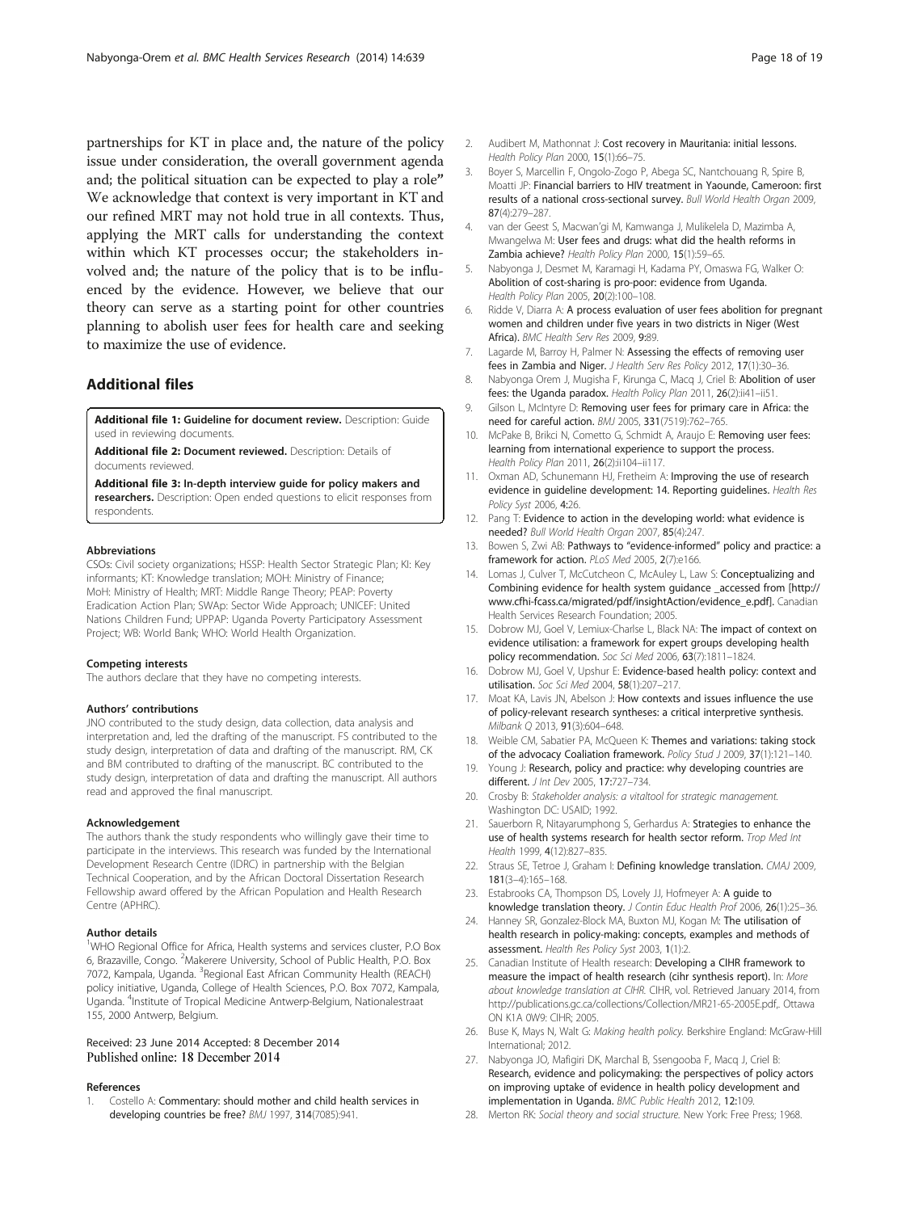partnerships for KT in place and, the nature of the policy issue under consideration, the overall government agenda and; the political situation can be expected to play a role" We acknowledge that context is very important in KT and our refined MRT may not hold true in all contexts. Thus, applying the MRT calls for understanding the context within which KT processes occur; the stakeholders involved and; the nature of the policy that is to be influenced by the evidence. However, we believe that our theory can serve as a starting point for other countries planning to abolish user fees for health care and seeking to maximize the use of evidence.

## Additional files

**Additional file 1: Guideline for document review.** Description: Guide used in reviewing documents.

**Additional file 2: Document reviewed.** Description: Details of documents reviewed.

**Additional file 3: In-depth interview guide for policy makers and researchers.** Description: Open ended questions to elicit responses from respondents.

#### Abbreviations

CSOs: Civil society organizations; HSSP: Health Sector Strategic Plan; KI: Key informants; KT: Knowledge translation; MOH: Ministry of Finance; MoH: Ministry of Health; MRT: Middle Range Theory; PEAP: Poverty Eradication Action Plan; SWAp: Sector Wide Approach; UNICEF: United Nations Children Fund; UPPAP: Uganda Poverty Participatory Assessment Project; WB: World Bank; WHO: World Health Organization.

#### Competing interests

The authors declare that they have no competing interests.

#### Authors' contributions

JNO contributed to the study design, data collection, data analysis and interpretation and, led the drafting of the manuscript. FS contributed to the study design, interpretation of data and drafting of the manuscript. RM, CK and BM contributed to drafting of the manuscript. BC contributed to the study design, interpretation of data and drafting the manuscript. All authors read and approved the final manuscript.

#### Acknowledgement

The authors thank the study respondents who willingly gave their time to participate in the interviews. This research was funded by the International Development Research Centre (IDRC) in partnership with the Belgian Technical Cooperation, and by the African Doctoral Dissertation Research Fellowship award offered by the African Population and Health Research Centre (APHRC).

#### Author details

[1]WHO Regional Office for Africa, Health systems and services cluster, P.O Box 6, Brazaville, Congo. [2]Makerere University, School of Public Health, P.O. Box 7072, Kampala, Uganda. [3]Regional East African Community Health (REACH) policy initiative, Uganda, College of Health Sciences, P.O. Box 7072, Kampala, Uganda. [4]Institute of Tropical Medicine Antwerp-Belgium, Nationalestraat 155, 2000 Antwerp, Belgium.

Received: 23 June 2014 Accepted: 8 December 2014
Published online: 18 December 2014

#### References

1. Costello A: **Commentary: should mother and child health services in developing countries be free?** *BMJ* 1997, **314**(7085):941.
2. Audibert M, Mathonnat J: **Cost recovery in Mauritania: initial lessons.** *Health Policy Plan* 2000, **15**(1):66–75.
3. Boyer S, Marcellin F, Ongolo-Zogo P, Abega SC, Nantchouang R, Spire B, Moatti JP: **Financial barriers to HIV treatment in Yaounde, Cameroon: first results of a national cross-sectional survey.** *Bull World Health Organ* 2009, **87**(4):279–287.
4. van der Geest S, Macwan'gi M, Kamwanga J, Mulikelela D, Mazimba A, Mwangelwa M: **User fees and drugs: what did the health reforms in Zambia achieve?** *Health Policy Plan* 2000, **15**(1):59–65.
5. Nabyonga J, Desmet M, Karamagi H, Kadama PY, Omaswa FG, Walker O: **Abolition of cost-sharing is pro-poor: evidence from Uganda.** *Health Policy Plan* 2005, **20**(2):100–108.
6. Ridde V, Diarra A: **A process evaluation of user fees abolition for pregnant women and children under five years in two districts in Niger (West Africa).** *BMC Health Serv Res* 2009, **9:**89.
7. Lagarde M, Barroy H, Palmer N: **Assessing the effects of removing user fees in Zambia and Niger.** *J Health Serv Res Policy* 2012, **17**(1):30–36.
8. Nabyonga Orem J, Mugisha F, Kirunga C, Macq J, Criel B: **Abolition of user fees: the Uganda paradox.** *Health Policy Plan* 2011, **26**(2):ii41–ii51.
9. Gilson L, McIntyre D: **Removing user fees for primary care in Africa: the need for careful action.** *BMJ* 2005, **331**(7519):762–765.
10. McPake B, Brikci N, Cometto G, Schmidt A, Araujo E: **Removing user fees: learning from international experience to support the process.** *Health Policy Plan* 2011, **26**(2):ii104–ii117.
11. Oxman AD, Schunemann HJ, Fretheim A: **Improving the use of research evidence in guideline development: 14. Reporting guidelines.** *Health Res Policy Syst* 2006, **4:**26.
12. Pang T: **Evidence to action in the developing world: what evidence is needed?** *Bull World Health Organ* 2007, **85**(4):247.
13. Bowen S, Zwi AB: **Pathways to "evidence-informed" policy and practice: a framework for action.** *PLoS Med* 2005, **2**(7):e166.
14. Lomas J, Culver T, McCutcheon C, McAuley L, Law S: **Conceptualizing and Combining evidence for health system guidance _accessed from [http://www.cfhi-fcass.ca/migrated/pdf/insightAction/evidence_e.pdf].** Canadian Health Services Research Foundation; 2005.
15. Dobrow MJ, Goel V, Lemiux-Charlse L, Black NA: **The impact of context on evidence utilisation: a framework for expert groups developing health policy recommendation.** *Soc Sci Med* 2006, **63**(7):1811–1824.
16. Dobrow MJ, Goel V, Upshur E: **Evidence-based health policy: context and utilisation.** *Soc Sci Med* 2004, **58**(1):207–217.
17. Moat KA, Lavis JN, Abelson J: **How contexts and issues influence the use of policy-relevant research syntheses: a critical interpretive synthesis.** *Milbank Q* 2013, **91**(3):604–648.
18. Weible CM, Sabatier PA, McQueen K: **Themes and variations: taking stock of the advocacy Coaliation framework.** *Policy Stud J* 2009, **37**(1):121–140.
19. Young J: **Research, policy and practice: why developing countries are different.** *J Int Dev* 2005, **17:**727–734.
20. Crosby B: *Stakeholder analysis: a vitaltool for strategic management.* Washington DC: USAID; 1992.
21. Sauerborn R, Nitayarumphong S, Gerhardus A: **Strategies to enhance the use of health systems research for health sector reform.** *Trop Med Int Health* 1999, **4**(12):827–835.
22. Straus SE, Tetroe J, Graham I: **Defining knowledge translation.** *CMAJ* 2009, **181**(3–4):165–168.
23. Estabrooks CA, Thompson DS, Lovely JJ, Hofmeyer A: **A guide to knowledge translation theory.** *J Contin Educ Health Prof* 2006, **26**(1):25–36.
24. Hanney SR, Gonzalez-Block MA, Buxton MJ, Kogan M: **The utilisation of health research in policy-making: concepts, examples and methods of assessment.** *Health Res Policy Syst* 2003, **1**(1):2.
25. Canadian Institute of Health research: **Developing a CIHR framework to measure the impact of health research (cihr synthesis report).** In: *More about knowledge translation at CIHR.* CIHR, vol. Retrieved January 2014, from http://publications.gc.ca/collections/Collection/MR21-65-2005E.pdf,. Ottawa ON K1A 0W9: CIHR; 2005.
26. Buse K, Mays N, Walt G: *Making health policy.* Berkshire England: McGraw-Hill International; 2012.
27. Nabyonga JO, Mafigiri DK, Marchal B, Ssengooba F, Macq J, Criel B: **Research, evidence and policymaking: the perspectives of policy actors on improving uptake of evidence in health policy development and implementation in Uganda.** *BMC Public Health* 2012, **12:**109.
28. Merton RK: *Social theory and social structure.* New York: Free Press; 1968.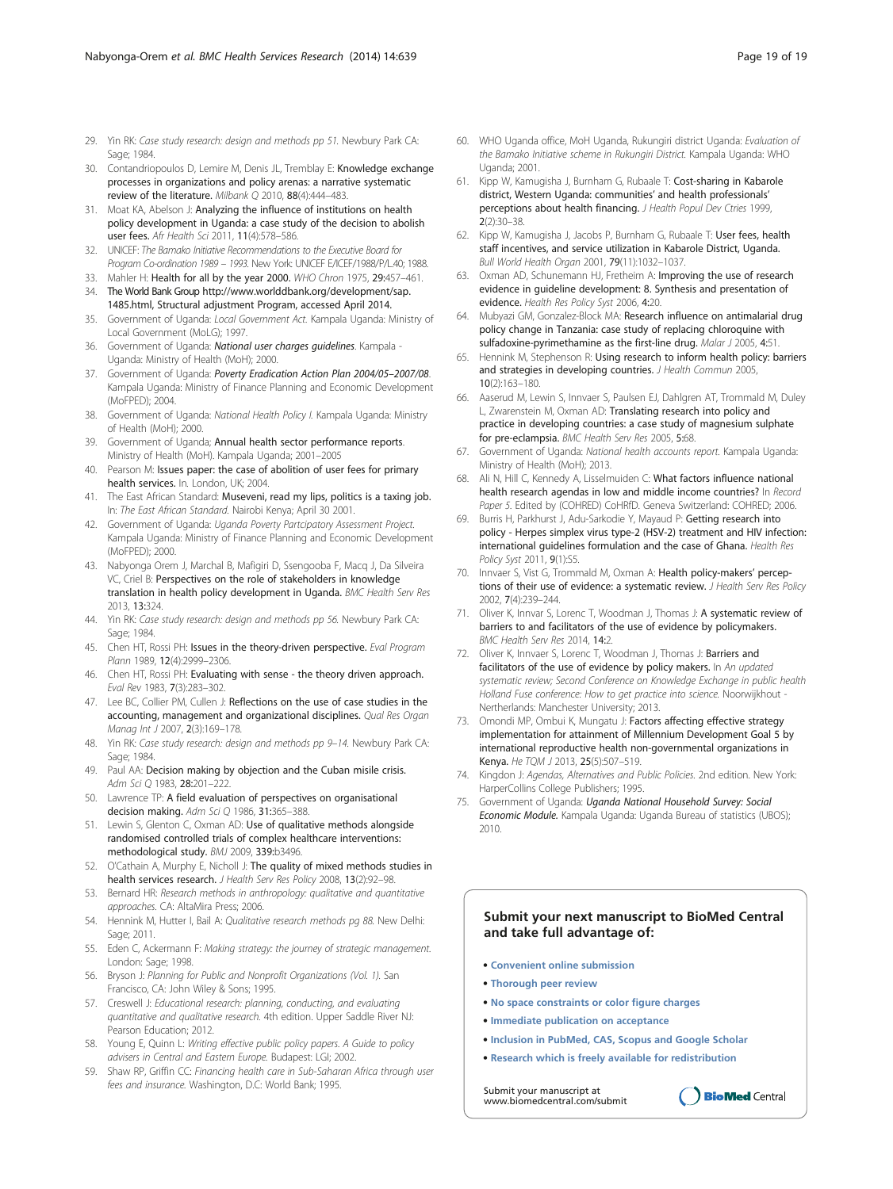29. Yin RK: *Case study research: design and methods pp 51*. Newbury Park CA: Sage; 1984.
30. Contandriopoulos D, Lemire M, Denis JL, Tremblay E: **Knowledge exchange processes in organizations and policy arenas: a narrative systematic review of the literature.** *Milbank Q* 2010, **88**(4):444–483.
31. Moat KA, Abelson J: **Analyzing the influence of institutions on health policy development in Uganda: a case study of the decision to abolish user fees.** *Afr Health Sci* 2011, **11**(4):578–586.
32. UNICEF: *The Bamako Initiative Recommendations to the Executive Board for Program Co-ordination 1989 – 1993*. New York: UNICEF E/ICEF/1988/P/L.40; 1988.
33. Mahler H: **Health for all by the year 2000.** *WHO Chron* 1975, **29:**457–461.
34. The World Bank Group http://www.worldbank.org/development/sap.1485.html, Structural adjustment Program, accessed April 2014.
35. Government of Uganda: *Local Government Act*. Kampala Uganda: Ministry of Local Government (MoLG); 1997.
36. Government of Uganda: ***National user charges guidelines***. Kampala - Uganda: Ministry of Health (MoH); 2000.
37. Government of Uganda: *Poverty Eradication Action Plan 2004/05–2007/08*. Kampala Uganda: Ministry of Finance Planning and Economic Development (MoFPED); 2004.
38. Government of Uganda: *National Health Policy I*. Kampala Uganda: Ministry of Health (MoH); 2000.
39. Government of Uganda; **Annual health sector performance reports**. Ministry of Health (MoH). Kampala Uganda; 2001–2005
40. Pearson M: **Issues paper: the case of abolition of user fees for primary health services.** In. London, UK; 2004.
41. The East African Standard: **Museveni, read my lips, politics is a taxing job.** In: *The East African Standard*. Nairobi Kenya; April 30 2001.
42. Government of Uganda: *Uganda Poverty Partcipatory Assessment Project*. Kampala Uganda: Ministry of Finance Planning and Economic Development (MoFPED); 2000.
43. Nabyonga Orem J, Marchal B, Mafigiri D, Ssengooba F, Macq J, Da Silveira VC, Criel B: **Perspectives on the role of stakeholders in knowledge translation in health policy development in Uganda.** *BMC Health Serv Res* 2013, **13**:324.
44. Yin RK: *Case study research: design and methods pp 56*. Newbury Park CA: Sage; 1984.
45. Chen HT, Rossi PH: **Issues in the theory-driven perspective.** *Eval Program Plann* 1989, **12**(4):2999–2306.
46. Chen HT, Rossi PH: **Evaluating with sense - the theory driven approach.** *Eval Rev* 1983, **7**(3):283–302.
47. Lee BC, Collier PM, Cullen J: **Reflections on the use of case studies in the accounting, management and organizational disciplines.** *Qual Res Organ Manag Int J* 2007, **2**(3):169–178.
48. Yin RK: *Case study research: design and methods pp 9–14*. Newbury Park CA: Sage; 1984.
49. Paul AA: **Decision making by objection and the Cuban misile crisis.** *Adm Sci Q* 1983, **28:**201–222.
50. Lawrence TP: **A field evaluation of perspectives on organisational decision making.** *Adm Sci Q* 1986, **31:**365–388.
51. Lewin S, Glenton C, Oxman AD: **Use of qualitative methods alongside randomised controlled trials of complex healthcare interventions: methodological study.** *BMJ* 2009, **339:**b3496.
52. O'Cathain A, Murphy E, Nicholl J: **The quality of mixed methods studies in health services research.** *J Health Serv Res Policy* 2008, **13**(2):92–98.
53. Bernard HR: *Research methods in anthropology: qualitative and quantitative approaches*. CA: AltaMira Press; 2006.
54. Hennink M, Hutter I, Bail A: *Qualitative research methods pg 88*. New Delhi: Sage; 2011.
55. Eden C, Ackermann F: *Making strategy: the journey of strategic management*. London: Sage; 1998.
56. Bryson J: *Planning for Public and Nonprofit Organizations (Vol. 1)*. San Francisco, CA: John Wiley & Sons; 1995.
57. Creswell J: *Educational research: planning, conducting, and evaluating quantitative and qualitative research*. 4th edition. Upper Saddle River NJ: Pearson Education; 2012.
58. Young E, Quinn L: *Writing effective public policy papers. A Guide to policy advisers in Central and Eastern Europe*. Budapest: LGI; 2002.
59. Shaw RP, Griffin CC: *Financing health care in Sub-Saharan Africa through user fees and insurance*. Washington, D.C: World Bank; 1995.
60. WHO Uganda office, MoH Uganda, Rukungiri district Uganda: *Evaluation of the Bamako Initiative scheme in Rukungiri District*. Kampala Uganda: WHO Uganda; 2001.
61. Kipp W, Kamugisha J, Burnham G, Rubaale T: **Cost-sharing in Kabarole district, Western Uganda: communities' and health professionals' perceptions about health financing.** *J Health Popul Dev Ctries* 1999, **2**(2):30–38.
62. Kipp W, Kamugisha J, Jacobs P, Burnham G, Rubaale T: **User fees, health staff incentives, and service utilization in Kabarole District, Uganda.** *Bull World Health Organ* 2001, **79**(11):1032–1037.
63. Oxman AD, Schunemann HJ, Fretheim A: **Improving the use of research evidence in guideline development: 8. Synthesis and presentation of evidence.** *Health Res Policy Syst* 2006, **4:**20.
64. Mubyazi GM, Gonzalez-Block MA: **Research influence on antimalarial drug policy change in Tanzania: case study of replacing chloroquine with sulfadoxine-pyrimethamine as the first-line drug.** *Malar J* 2005, **4:**51.
65. Hennink M, Stephenson R: **Using research to inform health policy: barriers and strategies in developing countries.** *J Health Commun* 2005, **10**(2):163–180.
66. Aaserud M, Lewin S, Innvaer S, Paulsen EJ, Dahlgren AT, Trommald M, Duley L, Zwarenstein M, Oxman AD: **Translating research into policy and practice in developing countries: a case study of magnesium sulphate for pre-eclampsia.** *BMC Health Serv Res* 2005, **5:**68.
67. Government of Uganda: *National health accounts report*. Kampala Uganda: Ministry of Health (MoH); 2013.
68. Ali N, Hill C, Kennedy A, Lisselmuiden C: **What factors influence national health research agendas in low and middle income countries?** In *Record Paper 5*. Edited by (COHRED) CoHRfD. Geneva Switzerland: COHRED; 2006.
69. Burris H, Parkhurst J, Adu-Sarkodie Y, Mayaud P: **Getting research into policy - Herpes simplex virus type-2 (HSV-2) treatment and HIV infection: international guidelines formulation and the case of Ghana.** *Health Res Policy Syst* 2011, **9**(1):S5.
70. Innvaer S, Vist G, Trommald M, Oxman A: **Health policy-makers' perceptions of their use of evidence: a systematic review.** *J Health Serv Res Policy* 2002, **7**(4):239–244.
71. Oliver K, Innvar S, Lorenc T, Woodman J, Thomas J: **A systematic review of barriers to and facilitators of the use of evidence by policymakers.** *BMC Health Serv Res* 2014, **14:**2.
72. Oliver K, Innvaer S, Lorenc T, Woodman J, Thomas J: **Barriers and facilitators of the use of evidence by policy makers.** In *An updated systematic review; Second Conference on Knowledge Exchange in public health Holland Fuse conference: How to get practice into science*. Noorwijkhout - Nertherlands: Manchester University; 2013.
73. Omondi MP, Ombui K, Mungatu J: **Factors affecting effective strategy implementation for attainment of Millennium Development Goal 5 by international reproductive health non-governmental organizations in Kenya.** *He TQM J* 2013, **25**(5):507–519.
74. Kingdon J: *Agendas, Alternatives and Public Policies*. 2nd edition. New York: HarperCollins College Publishers; 1995.
75. Government of Uganda: ***Uganda National Household Survey: Social Economic Module***. Kampala Uganda: Uganda Bureau of statistics (UBOS); 2010.

**Submit your next manuscript to BioMed Central and take full advantage of:**

- **Convenient online submission**
- **Thorough peer review**
- **No space constraints or color figure charges**
- **Immediate publication on acceptance**
- **Inclusion in PubMed, CAS, Scopus and Google Scholar**
- **Research which is freely available for redistribution**

Submit your manuscript at
www.biomedcentral.com/submit

BioMed Central